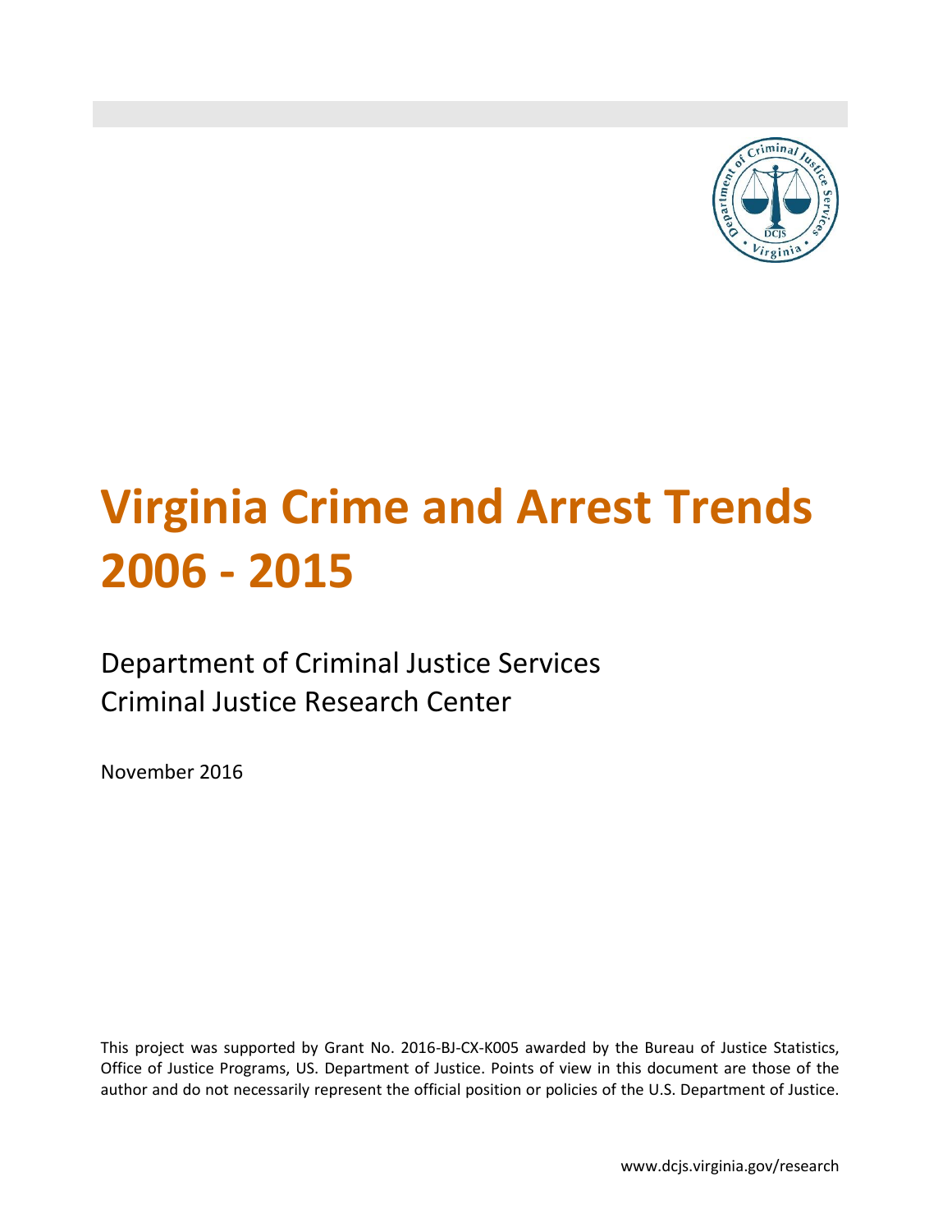# Virginia Crime and Arrest Trends 2006 - 2015

Department of Criminal Justice Services
Criminal Justice Research Center

November 2016

This project was supported by Grant No. 2016-BJ-CX-K005 awarded by the Bureau of Justice Statistics, Office of Justice Programs, US. Department of Justice. Points of view in this document are those of the author and do not necessarily represent the official position or policies of the U.S. Department of Justice.

www.dcjs.virginia.gov/research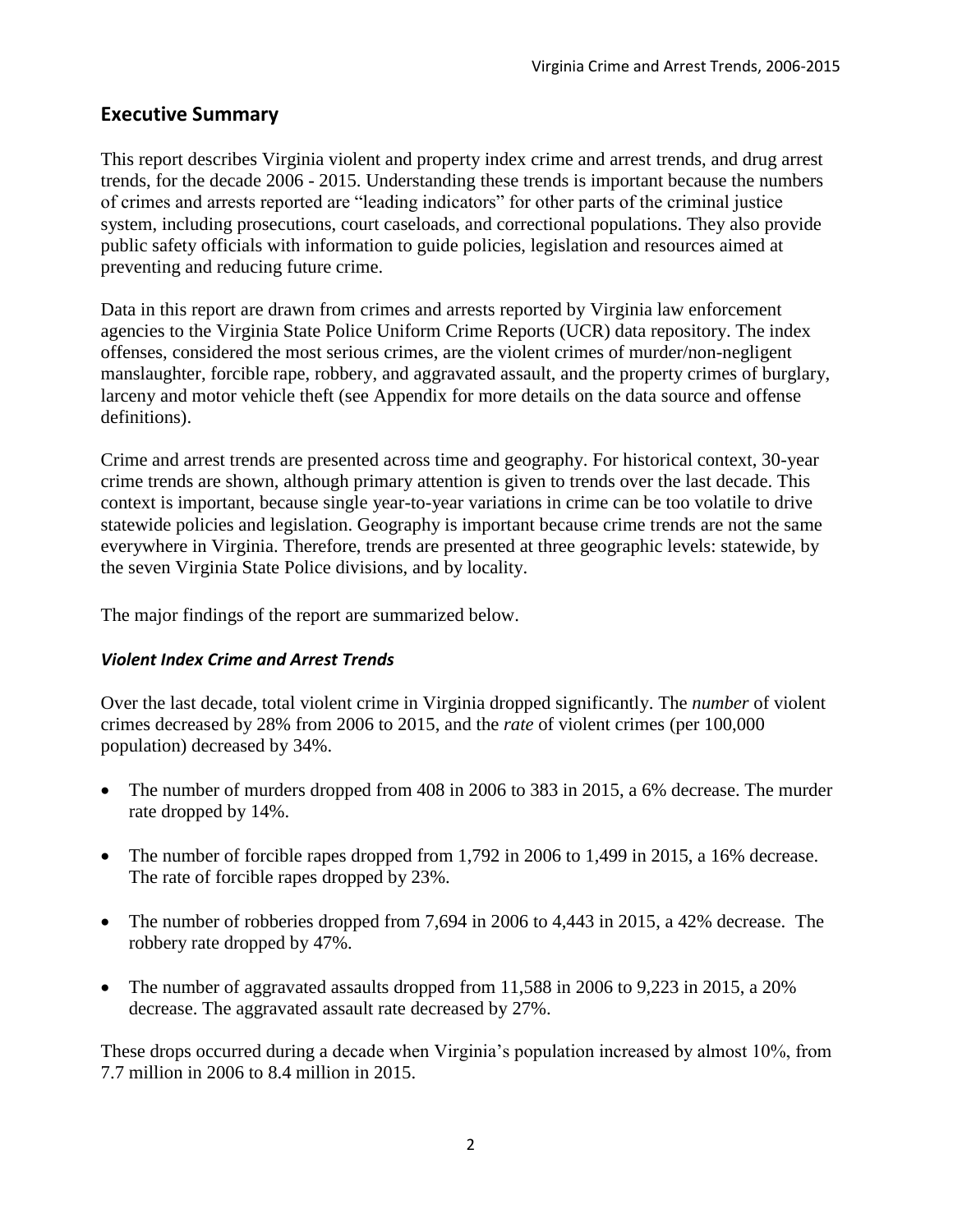## Executive Summary

This report describes Virginia violent and property index crime and arrest trends, and drug arrest trends, for the decade 2006 - 2015. Understanding these trends is important because the numbers of crimes and arrests reported are "leading indicators" for other parts of the criminal justice system, including prosecutions, court caseloads, and correctional populations. They also provide public safety officials with information to guide policies, legislation and resources aimed at preventing and reducing future crime.

Data in this report are drawn from crimes and arrests reported by Virginia law enforcement agencies to the Virginia State Police Uniform Crime Reports (UCR) data repository. The index offenses, considered the most serious crimes, are the violent crimes of murder/non-negligent manslaughter, forcible rape, robbery, and aggravated assault, and the property crimes of burglary, larceny and motor vehicle theft (see Appendix for more details on the data source and offense definitions).

Crime and arrest trends are presented across time and geography. For historical context, 30-year crime trends are shown, although primary attention is given to trends over the last decade. This context is important, because single year-to-year variations in crime can be too volatile to drive statewide policies and legislation. Geography is important because crime trends are not the same everywhere in Virginia. Therefore, trends are presented at three geographic levels: statewide, by the seven Virginia State Police divisions, and by locality.

The major findings of the report are summarized below.

### *Violent Index Crime and Arrest Trends*

Over the last decade, total violent crime in Virginia dropped significantly. The *number* of violent crimes decreased by 28% from 2006 to 2015, and the *rate* of violent crimes (per 100,000 population) decreased by 34%.

- The number of murders dropped from 408 in 2006 to 383 in 2015, a 6% decrease. The murder rate dropped by 14%.
- The number of forcible rapes dropped from 1,792 in 2006 to 1,499 in 2015, a 16% decrease. The rate of forcible rapes dropped by 23%.
- The number of robberies dropped from 7,694 in 2006 to 4,443 in 2015, a 42% decrease. The robbery rate dropped by 47%.
- The number of aggravated assaults dropped from 11,588 in 2006 to 9,223 in 2015, a 20% decrease. The aggravated assault rate decreased by 27%.

These drops occurred during a decade when Virginia's population increased by almost 10%, from 7.7 million in 2006 to 8.4 million in 2015.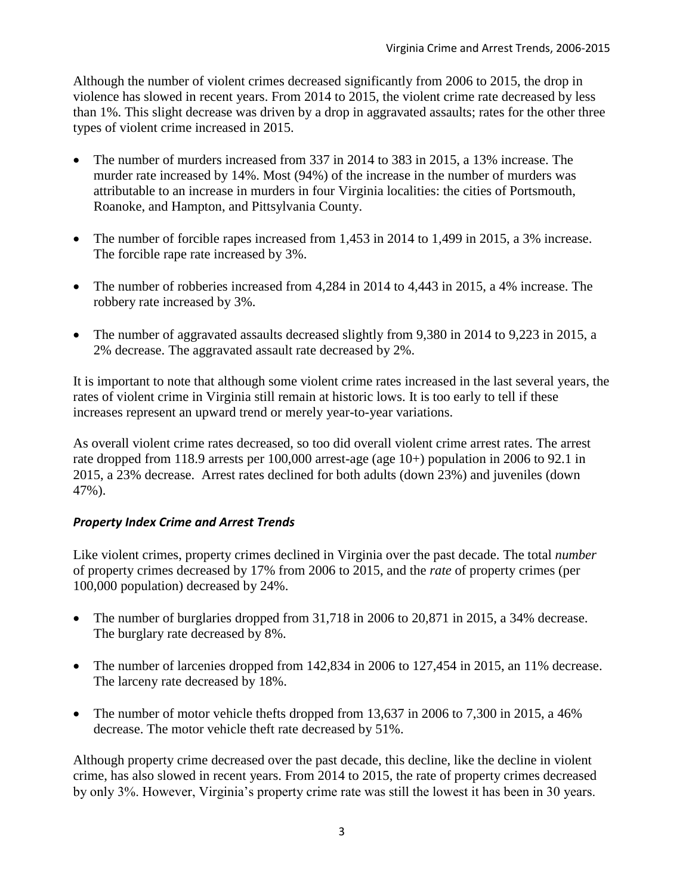Although the number of violent crimes decreased significantly from 2006 to 2015, the drop in violence has slowed in recent years. From 2014 to 2015, the violent crime rate decreased by less than 1%. This slight decrease was driven by a drop in aggravated assaults; rates for the other three types of violent crime increased in 2015.

- The number of murders increased from 337 in 2014 to 383 in 2015, a 13% increase. The murder rate increased by 14%. Most (94%) of the increase in the number of murders was attributable to an increase in murders in four Virginia localities: the cities of Portsmouth, Roanoke, and Hampton, and Pittsylvania County.

- The number of forcible rapes increased from 1,453 in 2014 to 1,499 in 2015, a 3% increase. The forcible rape rate increased by 3%.

- The number of robberies increased from 4,284 in 2014 to 4,443 in 2015, a 4% increase. The robbery rate increased by 3%.

- The number of aggravated assaults decreased slightly from 9,380 in 2014 to 9,223 in 2015, a 2% decrease. The aggravated assault rate decreased by 2%.

It is important to note that although some violent crime rates increased in the last several years, the rates of violent crime in Virginia still remain at historic lows. It is too early to tell if these increases represent an upward trend or merely year-to-year variations.

As overall violent crime rates decreased, so too did overall violent crime arrest rates. The arrest rate dropped from 118.9 arrests per 100,000 arrest-age (age 10+) population in 2006 to 92.1 in 2015, a 23% decrease. Arrest rates declined for both adults (down 23%) and juveniles (down 47%).

### ***Property Index Crime and Arrest Trends***

Like violent crimes, property crimes declined in Virginia over the past decade. The total *number* of property crimes decreased by 17% from 2006 to 2015, and the *rate* of property crimes (per 100,000 population) decreased by 24%.

- The number of burglaries dropped from 31,718 in 2006 to 20,871 in 2015, a 34% decrease. The burglary rate decreased by 8%.

- The number of larcenies dropped from 142,834 in 2006 to 127,454 in 2015, an 11% decrease. The larceny rate decreased by 18%.

- The number of motor vehicle thefts dropped from 13,637 in 2006 to 7,300 in 2015, a 46% decrease. The motor vehicle theft rate decreased by 51%.

Although property crime decreased over the past decade, this decline, like the decline in violent crime, has also slowed in recent years. From 2014 to 2015, the rate of property crimes decreased by only 3%. However, Virginia's property crime rate was still the lowest it has been in 30 years.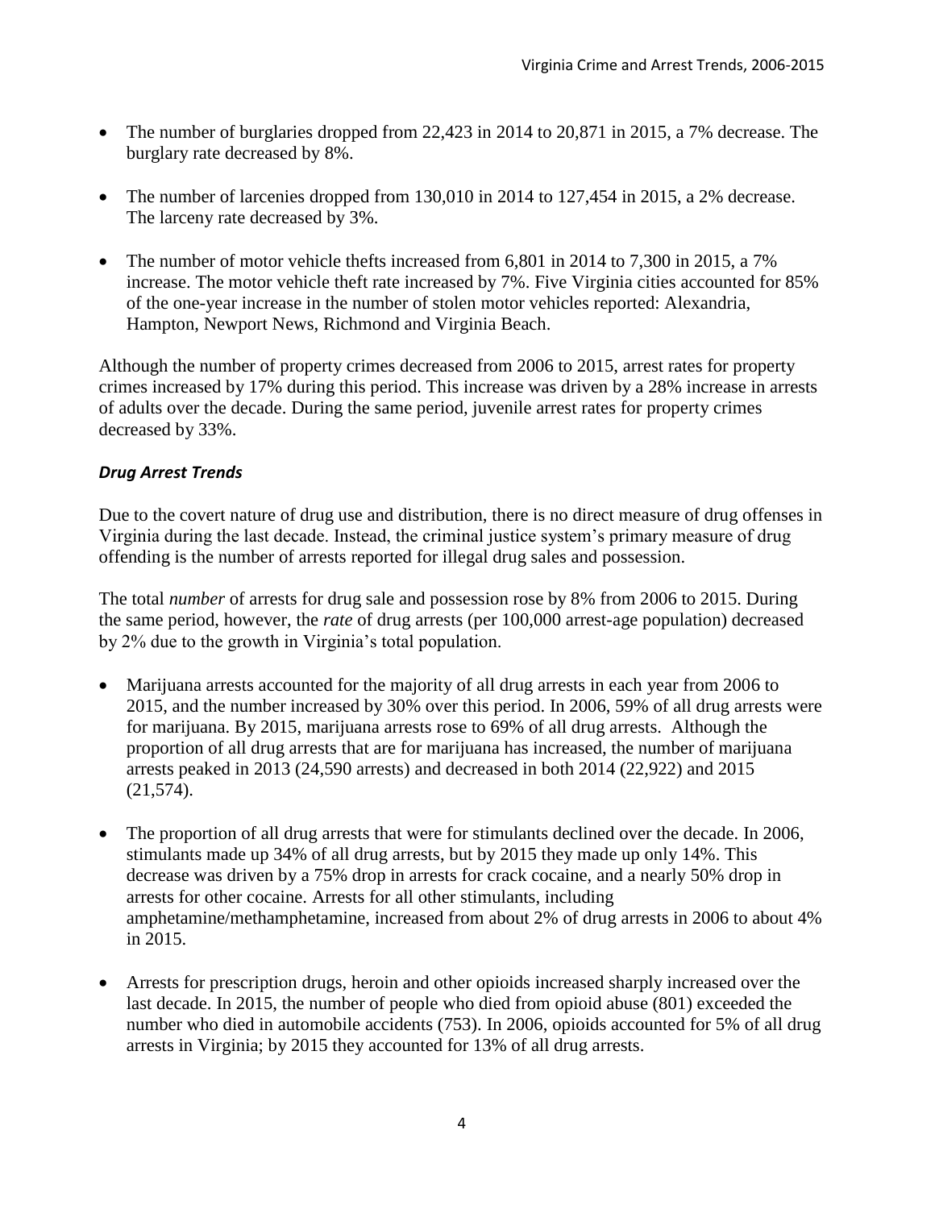- The number of burglaries dropped from 22,423 in 2014 to 20,871 in 2015, a 7% decrease. The burglary rate decreased by 8%.

- The number of larcenies dropped from 130,010 in 2014 to 127,454 in 2015, a 2% decrease. The larceny rate decreased by 3%.

- The number of motor vehicle thefts increased from 6,801 in 2014 to 7,300 in 2015, a 7% increase. The motor vehicle theft rate increased by 7%. Five Virginia cities accounted for 85% of the one-year increase in the number of stolen motor vehicles reported: Alexandria, Hampton, Newport News, Richmond and Virginia Beach.

Although the number of property crimes decreased from 2006 to 2015, arrest rates for property crimes increased by 17% during this period. This increase was driven by a 28% increase in arrests of adults over the decade. During the same period, juvenile arrest rates for property crimes decreased by 33%.

### *Drug Arrest Trends*

Due to the covert nature of drug use and distribution, there is no direct measure of drug offenses in Virginia during the last decade. Instead, the criminal justice system's primary measure of drug offending is the number of arrests reported for illegal drug sales and possession.

The total *number* of arrests for drug sale and possession rose by 8% from 2006 to 2015. During the same period, however, the *rate* of drug arrests (per 100,000 arrest-age population) decreased by 2% due to the growth in Virginia's total population.

- Marijuana arrests accounted for the majority of all drug arrests in each year from 2006 to 2015, and the number increased by 30% over this period. In 2006, 59% of all drug arrests were for marijuana. By 2015, marijuana arrests rose to 69% of all drug arrests. Although the proportion of all drug arrests that are for marijuana has increased, the number of marijuana arrests peaked in 2013 (24,590 arrests) and decreased in both 2014 (22,922) and 2015 (21,574).

- The proportion of all drug arrests that were for stimulants declined over the decade. In 2006, stimulants made up 34% of all drug arrests, but by 2015 they made up only 14%. This decrease was driven by a 75% drop in arrests for crack cocaine, and a nearly 50% drop in arrests for other cocaine. Arrests for all other stimulants, including amphetamine/methamphetamine, increased from about 2% of drug arrests in 2006 to about 4% in 2015.

- Arrests for prescription drugs, heroin and other opioids increased sharply increased over the last decade. In 2015, the number of people who died from opioid abuse (801) exceeded the number who died in automobile accidents (753). In 2006, opioids accounted for 5% of all drug arrests in Virginia; by 2015 they accounted for 13% of all drug arrests.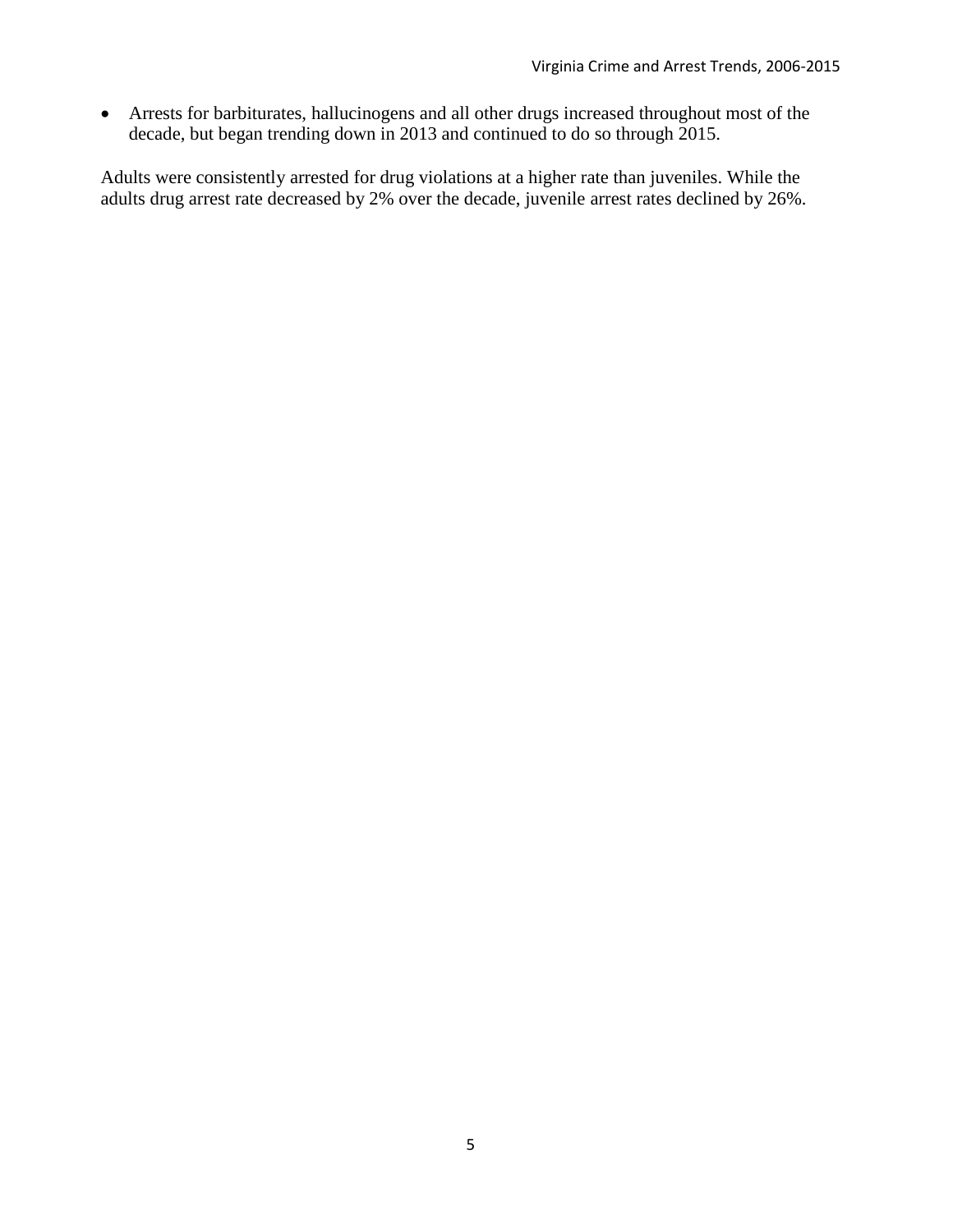- Arrests for barbiturates, hallucinogens and all other drugs increased throughout most of the decade, but began trending down in 2013 and continued to do so through 2015.

Adults were consistently arrested for drug violations at a higher rate than juveniles. While the adults drug arrest rate decreased by 2% over the decade, juvenile arrest rates declined by 26%.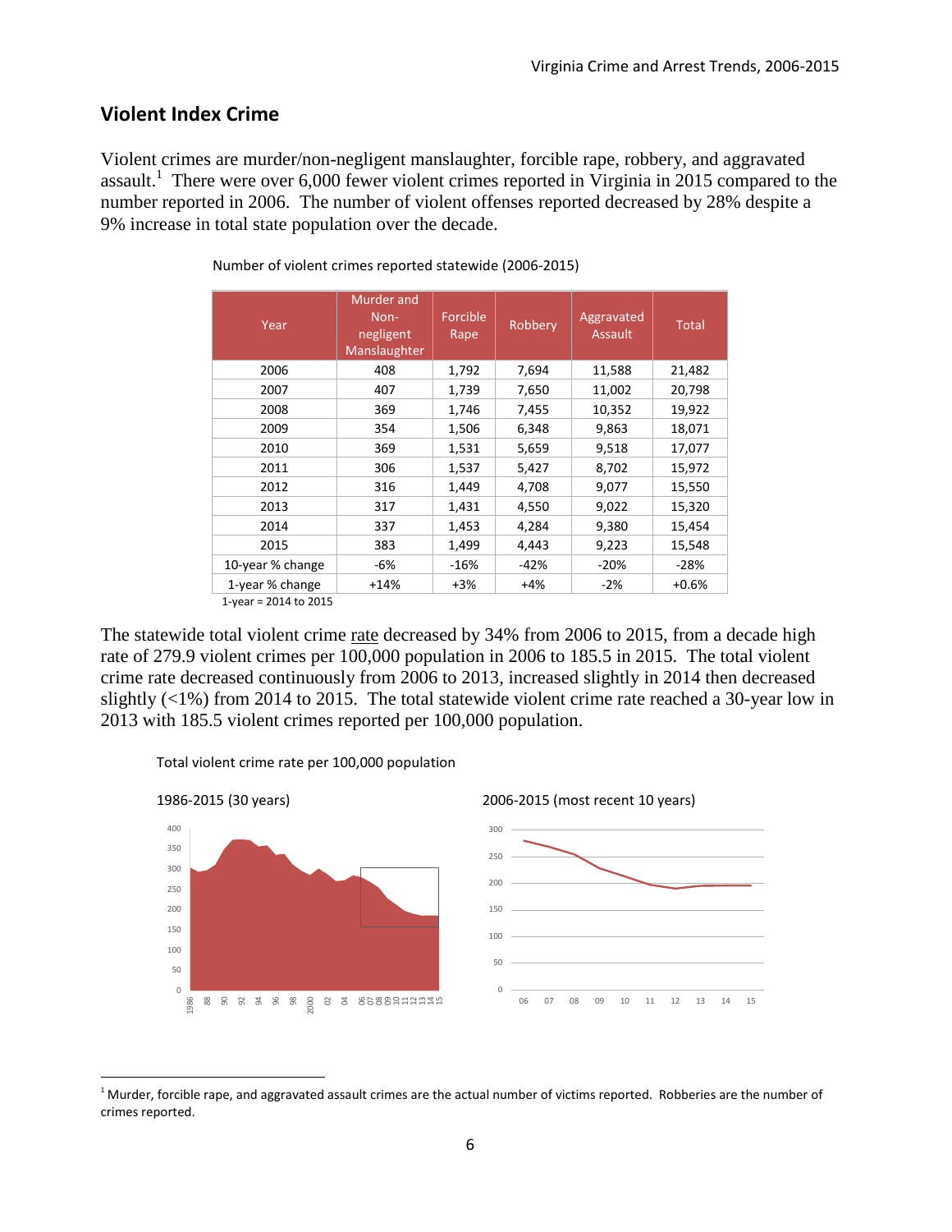## Violent Index Crime

Violent crimes are murder/non-negligent manslaughter, forcible rape, robbery, and aggravated assault.[1] There were over 6,000 fewer violent crimes reported in Virginia in 2015 compared to the number reported in 2006. The number of violent offenses reported decreased by 28% despite a 9% increase in total state population over the decade.

Number of violent crimes reported statewide (2006-2015)

| Year | Murder and Non-negligent Manslaughter | Forcible Rape | Robbery | Aggravated Assault | Total |
|---|---|---|---|---|---|
| 2006 | 408 | 1,792 | 7,694 | 11,588 | 21,482 |
| 2007 | 407 | 1,739 | 7,650 | 11,002 | 20,798 |
| 2008 | 369 | 1,746 | 7,455 | 10,352 | 19,922 |
| 2009 | 354 | 1,506 | 6,348 | 9,863 | 18,071 |
| 2010 | 369 | 1,531 | 5,659 | 9,518 | 17,077 |
| 2011 | 306 | 1,537 | 5,427 | 8,702 | 15,972 |
| 2012 | 316 | 1,449 | 4,708 | 9,077 | 15,550 |
| 2013 | 317 | 1,431 | 4,550 | 9,022 | 15,320 |
| 2014 | 337 | 1,453 | 4,284 | 9,380 | 15,454 |
| 2015 | 383 | 1,499 | 4,443 | 9,223 | 15,548 |
| 10-year % change | -6% | -16% | -42% | -20% | -28% |
| 1-year % change | +14% | +3% | +4% | -2% | +0.6% |

1-year = 2014 to 2015

The statewide total violent crime rate decreased by 34% from 2006 to 2015, from a decade high rate of 279.9 violent crimes per 100,000 population in 2006 to 185.5 in 2015. The total violent crime rate decreased continuously from 2006 to 2013, increased slightly in 2014 then decreased slightly (<1%) from 2014 to 2015. The total statewide violent crime rate reached a 30-year low in 2013 with 185.5 violent crimes reported per 100,000 population.

Total violent crime rate per 100,000 population

1986-2015 (30 years)

2006-2015 (most recent 10 years)

[1] Murder, forcible rape, and aggravated assault crimes are the actual number of victims reported. Robberies are the number of crimes reported.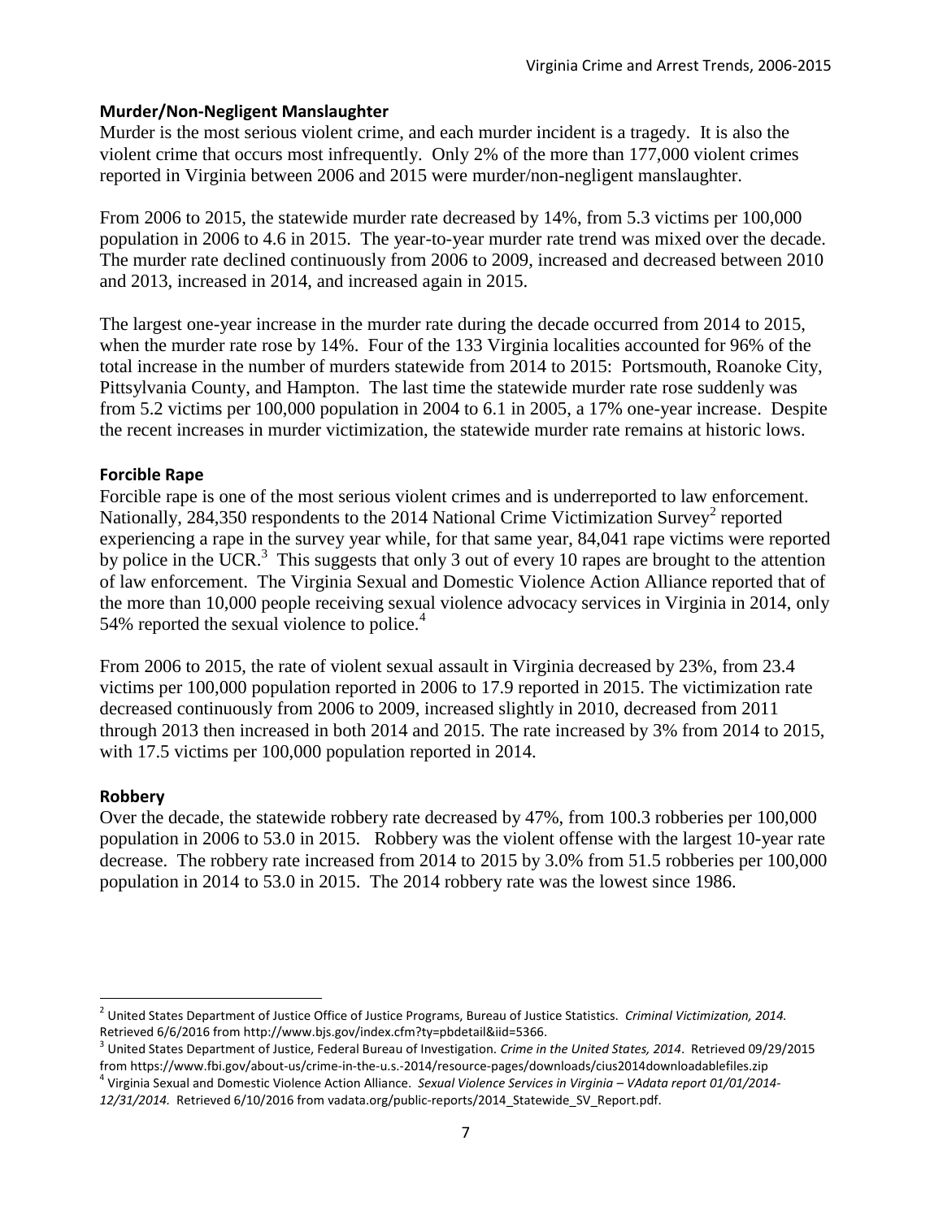### Murder/Non-Negligent Manslaughter

Murder is the most serious violent crime, and each murder incident is a tragedy. It is also the violent crime that occurs most infrequently. Only 2% of the more than 177,000 violent crimes reported in Virginia between 2006 and 2015 were murder/non-negligent manslaughter.

From 2006 to 2015, the statewide murder rate decreased by 14%, from 5.3 victims per 100,000 population in 2006 to 4.6 in 2015. The year-to-year murder rate trend was mixed over the decade. The murder rate declined continuously from 2006 to 2009, increased and decreased between 2010 and 2013, increased in 2014, and increased again in 2015.

The largest one-year increase in the murder rate during the decade occurred from 2014 to 2015, when the murder rate rose by 14%. Four of the 133 Virginia localities accounted for 96% of the total increase in the number of murders statewide from 2014 to 2015: Portsmouth, Roanoke City, Pittsylvania County, and Hampton. The last time the statewide murder rate rose suddenly was from 5.2 victims per 100,000 population in 2004 to 6.1 in 2005, a 17% one-year increase. Despite the recent increases in murder victimization, the statewide murder rate remains at historic lows.

### Forcible Rape

Forcible rape is one of the most serious violent crimes and is underreported to law enforcement. Nationally, 284,350 respondents to the 2014 National Crime Victimization Survey[2] reported experiencing a rape in the survey year while, for that same year, 84,041 rape victims were reported by police in the UCR.[3] This suggests that only 3 out of every 10 rapes are brought to the attention of law enforcement. The Virginia Sexual and Domestic Violence Action Alliance reported that of the more than 10,000 people receiving sexual violence advocacy services in Virginia in 2014, only 54% reported the sexual violence to police.[4]

From 2006 to 2015, the rate of violent sexual assault in Virginia decreased by 23%, from 23.4 victims per 100,000 population reported in 2006 to 17.9 reported in 2015. The victimization rate decreased continuously from 2006 to 2009, increased slightly in 2010, decreased from 2011 through 2013 then increased in both 2014 and 2015. The rate increased by 3% from 2014 to 2015, with 17.5 victims per 100,000 population reported in 2014.

### Robbery

Over the decade, the statewide robbery rate decreased by 47%, from 100.3 robberies per 100,000 population in 2006 to 53.0 in 2015. Robbery was the violent offense with the largest 10-year rate decrease. The robbery rate increased from 2014 to 2015 by 3.0% from 51.5 robberies per 100,000 population in 2014 to 53.0 in 2015. The 2014 robbery rate was the lowest since 1986.

---

[2] United States Department of Justice Office of Justice Programs, Bureau of Justice Statistics. *Criminal Victimization, 2014.* Retrieved 6/6/2016 from http://www.bjs.gov/index.cfm?ty=pbdetail&iid=5366.

[3] United States Department of Justice, Federal Bureau of Investigation. *Crime in the United States, 2014*. Retrieved 09/29/2015 from https://www.fbi.gov/about-us/crime-in-the-u.s.-2014/resource-pages/downloads/cius2014downloadablefiles.zip

[4] Virginia Sexual and Domestic Violence Action Alliance. *Sexual Violence Services in Virginia – VAdata report 01/01/2014-12/31/2014.* Retrieved 6/10/2016 from vadata.org/public-reports/2014_Statewide_SV_Report.pdf.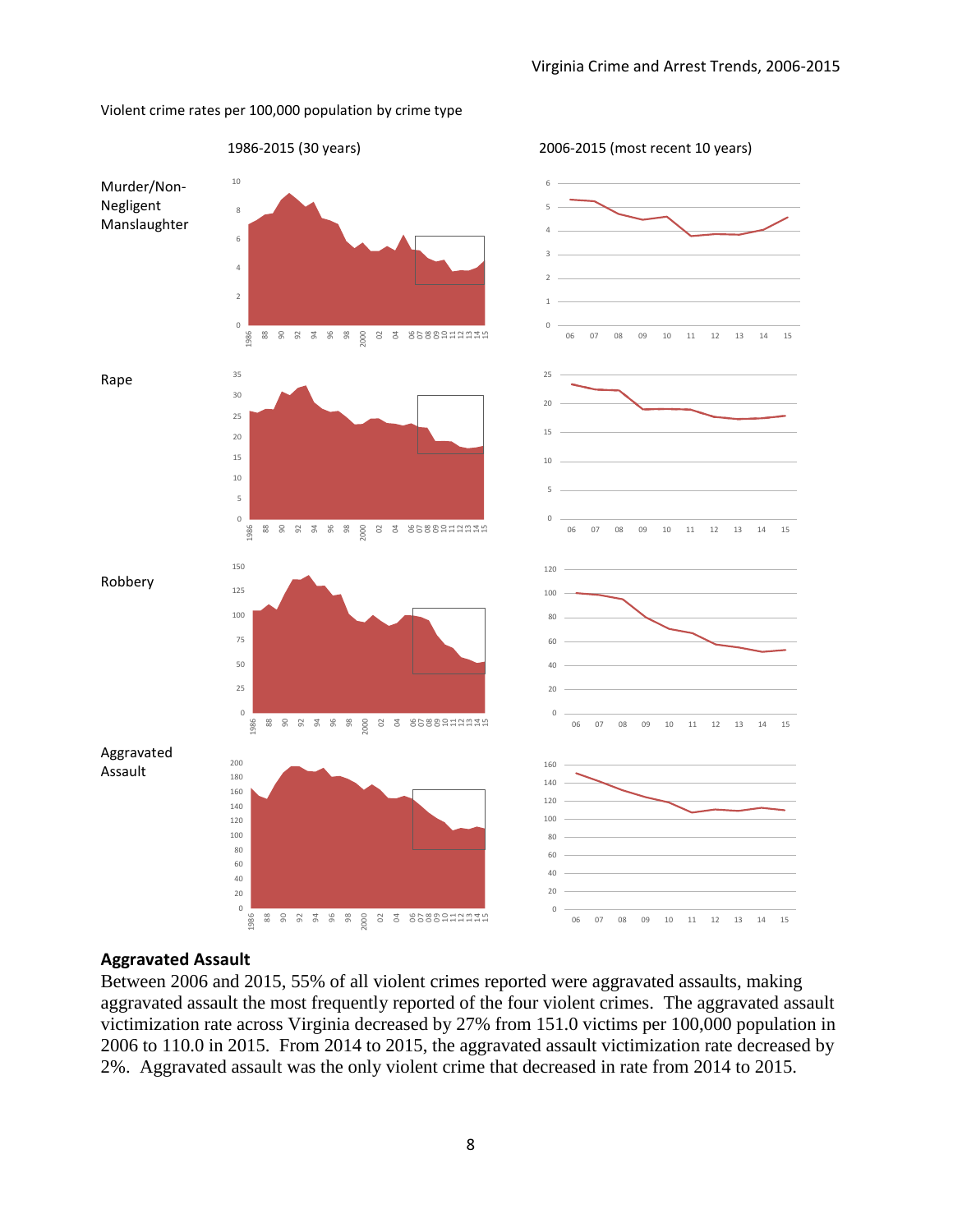Violent crime rates per 100,000 population by crime type

1986-2015 (30 years)

2006-2015 (most recent 10 years)

Murder/Non-Negligent Manslaughter

Rape

Robbery

Aggravated Assault

## Aggravated Assault

Between 2006 and 2015, 55% of all violent crimes reported were aggravated assaults, making aggravated assault the most frequently reported of the four violent crimes. The aggravated assault victimization rate across Virginia decreased by 27% from 151.0 victims per 100,000 population in 2006 to 110.0 in 2015. From 2014 to 2015, the aggravated assault victimization rate decreased by 2%. Aggravated assault was the only violent crime that decreased in rate from 2014 to 2015.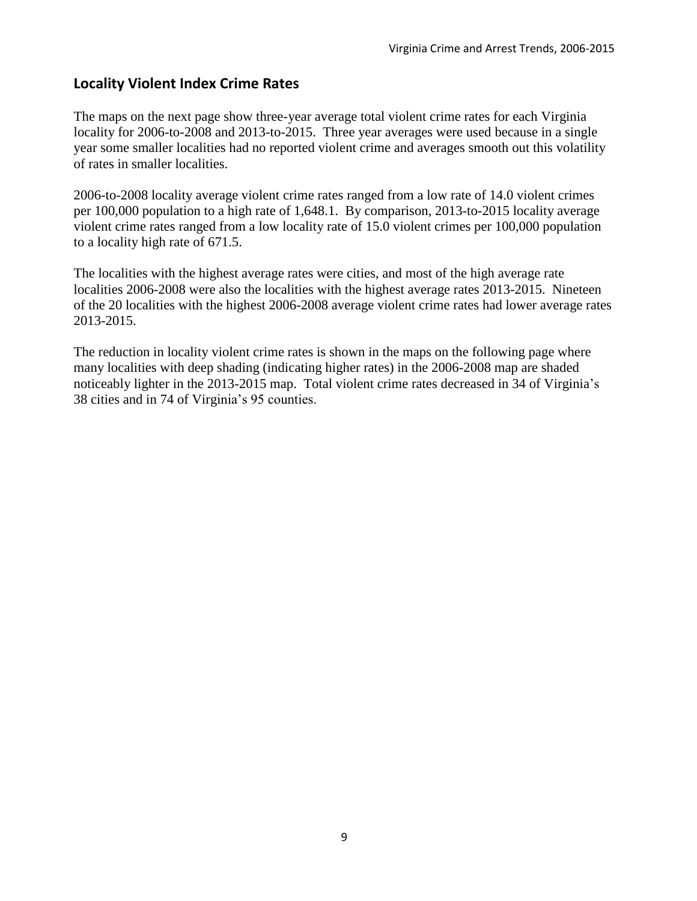## Locality Violent Index Crime Rates

The maps on the next page show three-year average total violent crime rates for each Virginia locality for 2006-to-2008 and 2013-to-2015. Three year averages were used because in a single year some smaller localities had no reported violent crime and averages smooth out this volatility of rates in smaller localities.

2006-to-2008 locality average violent crime rates ranged from a low rate of 14.0 violent crimes per 100,000 population to a high rate of 1,648.1. By comparison, 2013-to-2015 locality average violent crime rates ranged from a low locality rate of 15.0 violent crimes per 100,000 population to a locality high rate of 671.5.

The localities with the highest average rates were cities, and most of the high average rate localities 2006-2008 were also the localities with the highest average rates 2013-2015. Nineteen of the 20 localities with the highest 2006-2008 average violent crime rates had lower average rates 2013-2015.

The reduction in locality violent crime rates is shown in the maps on the following page where many localities with deep shading (indicating higher rates) in the 2006-2008 map are shaded noticeably lighter in the 2013-2015 map. Total violent crime rates decreased in 34 of Virginia's 38 cities and in 74 of Virginia's 95 counties.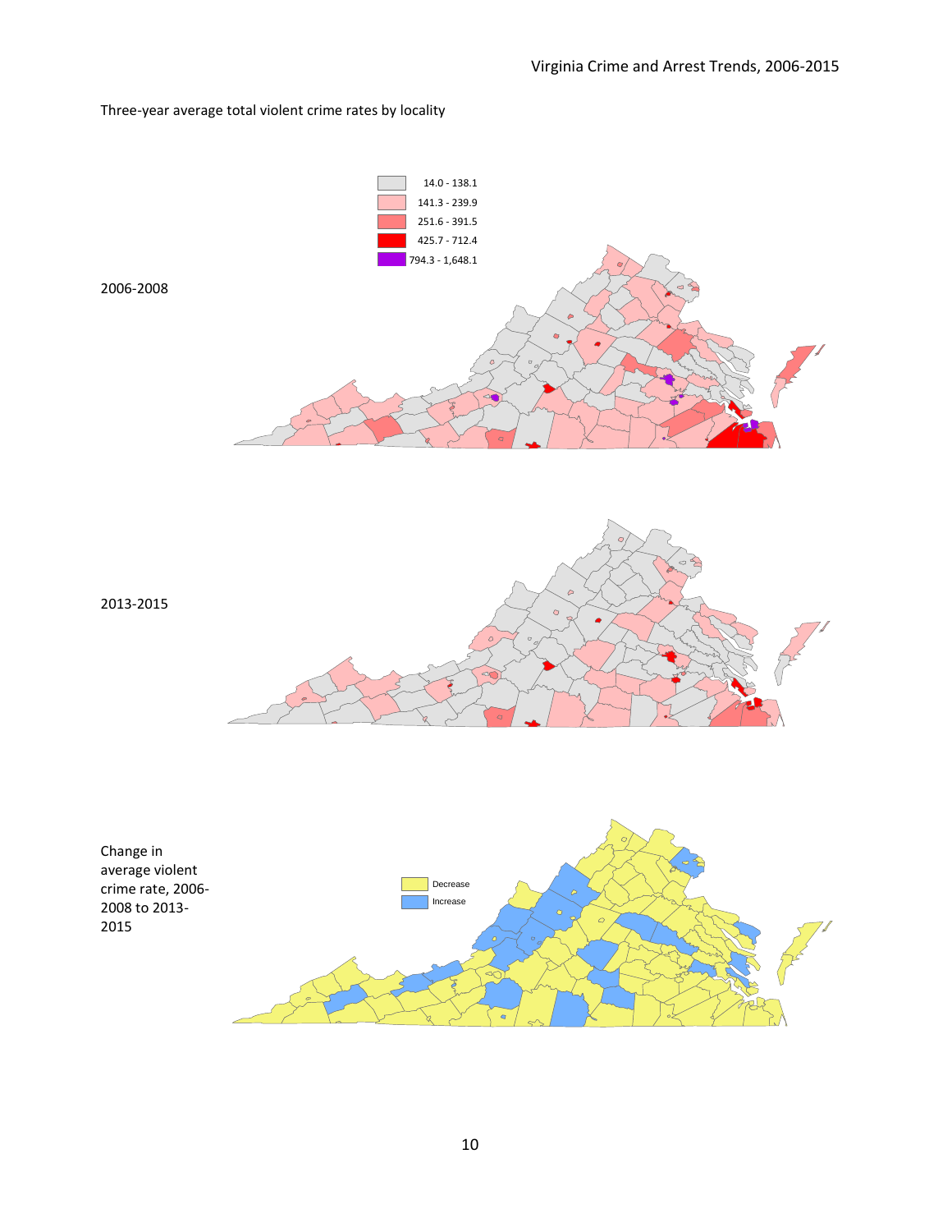Three-year average total violent crime rates by locality

14.0 - 138.1
141.3 - 239.9
251.6 - 391.5
425.7 - 712.4
794.3 - 1,648.1

2006-2008

2013-2015

Change in average violent crime rate, 2006-2008 to 2013-2015

Decrease
Increase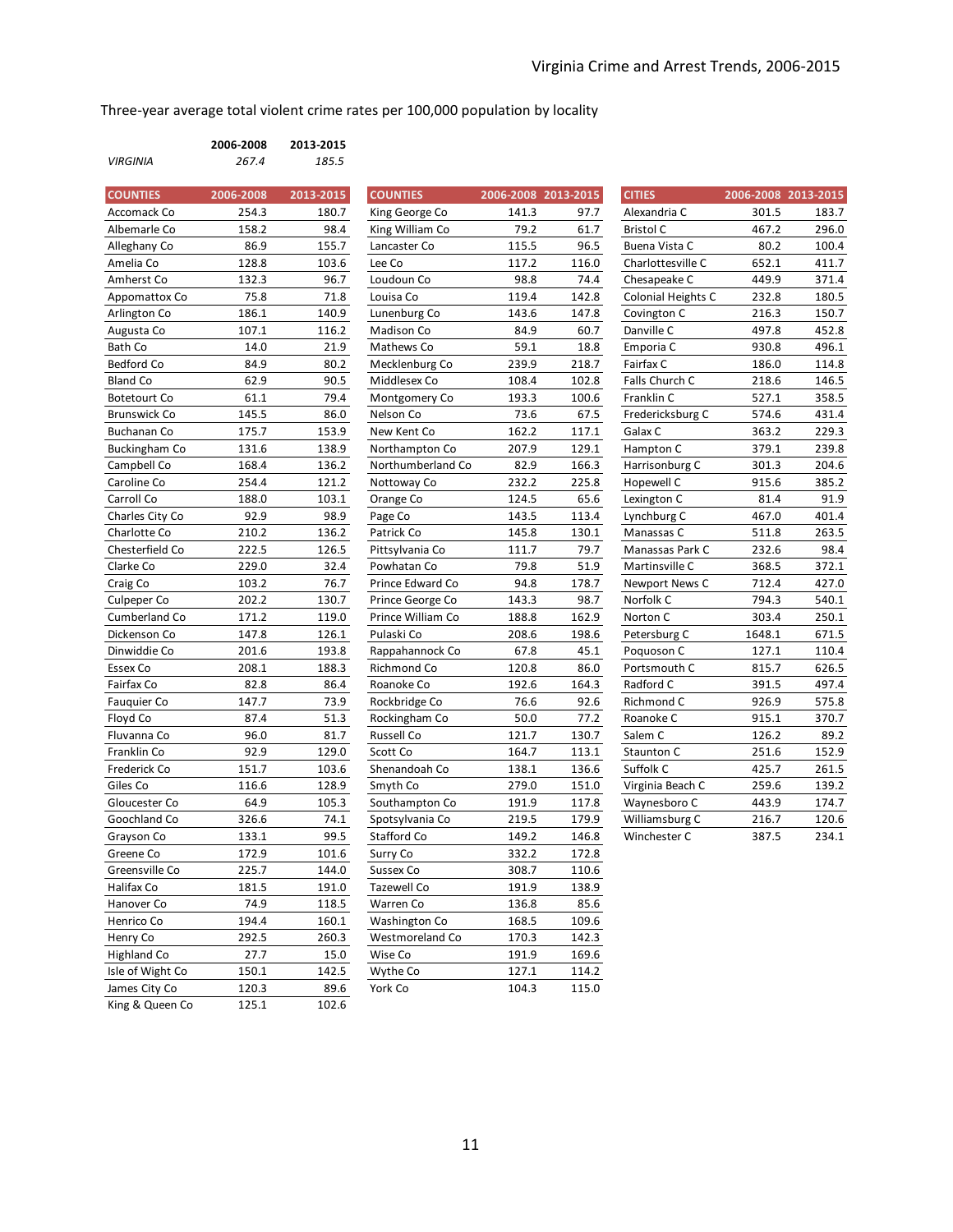Three-year average total violent crime rates per 100,000 population by locality

| | 2006-2008 | 2013-2015 |
|---|---|---|
| *VIRGINIA* | *267.4* | *185.5* |

| COUNTIES | 2006-2008 | 2013-2015 |
|---|---|---|
| Accomack Co | 254.3 | 180.7 |
| Albemarle Co | 158.2 | 98.4 |
| Alleghany Co | 86.9 | 155.7 |
| Amelia Co | 128.8 | 103.6 |
| Amherst Co | 132.3 | 96.7 |
| Appomattox Co | 75.8 | 71.8 |
| Arlington Co | 186.1 | 140.9 |
| Augusta Co | 107.1 | 116.2 |
| Bath Co | 14.0 | 21.9 |
| Bedford Co | 84.9 | 80.2 |
| Bland Co | 62.9 | 90.5 |
| Botetourt Co | 61.1 | 79.4 |
| Brunswick Co | 145.5 | 86.0 |
| Buchanan Co | 175.7 | 153.9 |
| Buckingham Co | 131.6 | 138.9 |
| Campbell Co | 168.4 | 136.2 |
| Caroline Co | 254.4 | 121.2 |
| Carroll Co | 188.0 | 103.1 |
| Charles City Co | 92.9 | 98.9 |
| Charlotte Co | 210.2 | 136.2 |
| Chesterfield Co | 222.5 | 126.5 |
| Clarke Co | 229.0 | 32.4 |
| Craig Co | 103.2 | 76.7 |
| Culpeper Co | 202.2 | 130.7 |
| Cumberland Co | 171.2 | 119.0 |
| Dickenson Co | 147.8 | 126.1 |
| Dinwiddie Co | 201.6 | 193.8 |
| Essex Co | 208.1 | 188.3 |
| Fairfax Co | 82.8 | 86.4 |
| Fauquier Co | 147.7 | 73.9 |
| Floyd Co | 87.4 | 51.3 |
| Fluvanna Co | 96.0 | 81.7 |
| Franklin Co | 92.9 | 129.0 |
| Frederick Co | 151.7 | 103.6 |
| Giles Co | 116.6 | 128.9 |
| Gloucester Co | 64.9 | 105.3 |
| Goochland Co | 326.6 | 74.1 |
| Grayson Co | 133.1 | 99.5 |
| Greene Co | 172.9 | 101.6 |
| Greensville Co | 225.7 | 144.0 |
| Halifax Co | 181.5 | 191.0 |
| Hanover Co | 74.9 | 118.5 |
| Henrico Co | 194.4 | 160.1 |
| Henry Co | 292.5 | 260.3 |
| Highland Co | 27.7 | 15.0 |
| Isle of Wight Co | 150.1 | 142.5 |
| James City Co | 120.3 | 89.6 |
| King & Queen Co | 125.1 | 102.6 |
| King George Co | 141.3 | 97.7 |
| King William Co | 79.2 | 61.7 |
| Lancaster Co | 115.5 | 96.5 |
| Lee Co | 117.2 | 116.0 |
| Loudoun Co | 98.8 | 74.4 |
| Louisa Co | 119.4 | 142.8 |
| Lunenburg Co | 143.6 | 147.8 |
| Madison Co | 84.9 | 60.7 |
| Mathews Co | 59.1 | 18.8 |
| Mecklenburg Co | 239.9 | 218.7 |
| Middlesex Co | 108.4 | 102.8 |
| Montgomery Co | 193.3 | 100.6 |
| Nelson Co | 73.6 | 67.5 |
| New Kent Co | 162.2 | 117.1 |
| Northampton Co | 207.9 | 129.1 |
| Northumberland Co | 82.9 | 166.3 |
| Nottoway Co | 232.2 | 225.8 |
| Orange Co | 124.5 | 65.6 |
| Page Co | 143.5 | 113.4 |
| Patrick Co | 145.8 | 130.1 |
| Pittsylvania Co | 111.7 | 79.7 |
| Powhatan Co | 79.8 | 51.9 |
| Prince Edward Co | 94.8 | 178.7 |
| Prince George Co | 143.3 | 98.7 |
| Prince William Co | 188.8 | 162.9 |
| Pulaski Co | 208.6 | 198.6 |
| Rappahannock Co | 67.8 | 45.1 |
| Richmond Co | 120.8 | 86.0 |
| Roanoke Co | 192.6 | 164.3 |
| Rockbridge Co | 76.6 | 92.6 |
| Rockingham Co | 50.0 | 77.2 |
| Russell Co | 121.7 | 130.7 |
| Scott Co | 164.7 | 113.1 |
| Shenandoah Co | 138.1 | 136.6 |
| Smyth Co | 279.0 | 151.0 |
| Southampton Co | 191.9 | 117.8 |
| Spotsylvania Co | 219.5 | 179.9 |
| Stafford Co | 149.2 | 146.8 |
| Surry Co | 332.2 | 172.8 |
| Sussex Co | 308.7 | 110.6 |
| Tazewell Co | 191.9 | 138.9 |
| Warren Co | 136.8 | 85.6 |
| Washington Co | 168.5 | 109.6 |
| Westmoreland Co | 170.3 | 142.3 |
| Wise Co | 191.9 | 169.6 |
| Wythe Co | 127.1 | 114.2 |
| York Co | 104.3 | 115.0 |

| CITIES | 2006-2008 | 2013-2015 |
|---|---|---|
| Alexandria C | 301.5 | 183.7 |
| Bristol C | 467.2 | 296.0 |
| Buena Vista C | 80.2 | 100.4 |
| Charlottesville C | 652.1 | 411.7 |
| Chesapeake C | 449.9 | 371.4 |
| Colonial Heights C | 232.8 | 180.5 |
| Covington C | 216.3 | 150.7 |
| Danville C | 497.8 | 452.8 |
| Emporia C | 930.8 | 496.1 |
| Fairfax C | 186.0 | 114.8 |
| Falls Church C | 218.6 | 146.5 |
| Franklin C | 527.1 | 358.5 |
| Fredericksburg C | 574.6 | 431.4 |
| Galax C | 363.2 | 229.3 |
| Hampton C | 379.1 | 239.8 |
| Harrisonburg C | 301.3 | 204.6 |
| Hopewell C | 915.6 | 385.2 |
| Lexington C | 81.4 | 91.9 |
| Lynchburg C | 467.0 | 401.4 |
| Manassas C | 511.8 | 263.5 |
| Manassas Park C | 232.6 | 98.4 |
| Martinsville C | 368.5 | 372.1 |
| Newport News C | 712.4 | 427.0 |
| Norfolk C | 794.3 | 540.1 |
| Norton C | 303.4 | 250.1 |
| Petersburg C | 1648.1 | 671.5 |
| Poquoson C | 127.1 | 110.4 |
| Portsmouth C | 815.7 | 626.5 |
| Radford C | 391.5 | 497.4 |
| Richmond C | 926.9 | 575.8 |
| Roanoke C | 915.1 | 370.7 |
| Salem C | 126.2 | 89.2 |
| Staunton C | 251.6 | 152.9 |
| Suffolk C | 425.7 | 261.5 |
| Virginia Beach C | 259.6 | 139.2 |
| Waynesboro C | 443.9 | 174.7 |
| Williamsburg C | 216.7 | 120.6 |
| Winchester C | 387.5 | 234.1 |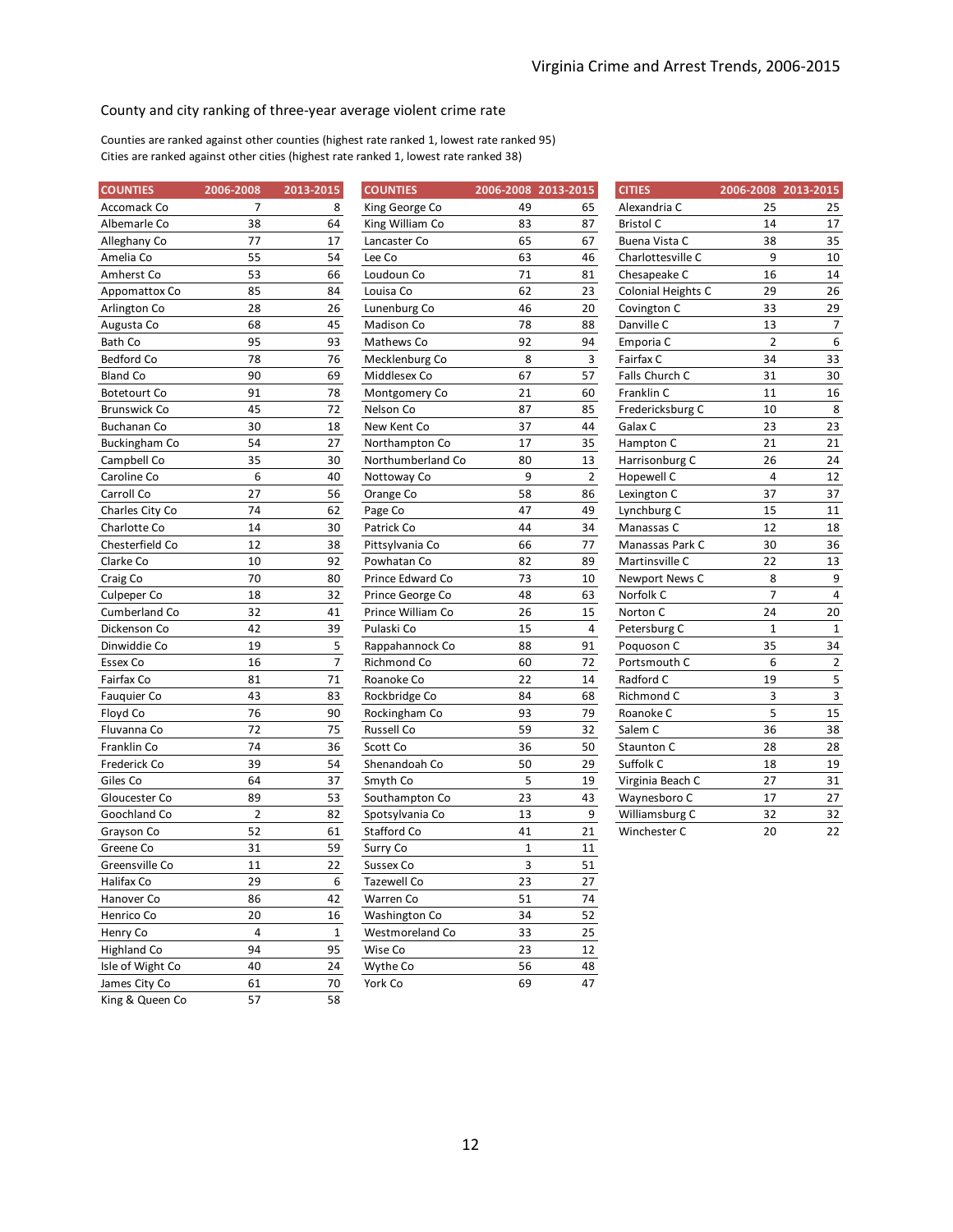## County and city ranking of three-year average violent crime rate

Counties are ranked against other counties (highest rate ranked 1, lowest rate ranked 95)
Cities are ranked against other cities (highest rate ranked 1, lowest rate ranked 38)

| COUNTIES | 2006-2008 | 2013-2015 |
|---|---|---|
| Accomack Co | 7 | 8 |
| Albemarle Co | 38 | 64 |
| Alleghany Co | 77 | 17 |
| Amelia Co | 55 | 54 |
| Amherst Co | 53 | 66 |
| Appomattox Co | 85 | 84 |
| Arlington Co | 28 | 26 |
| Augusta Co | 68 | 45 |
| Bath Co | 95 | 93 |
| Bedford Co | 78 | 76 |
| Bland Co | 90 | 69 |
| Botetourt Co | 91 | 78 |
| Brunswick Co | 45 | 72 |
| Buchanan Co | 30 | 18 |
| Buckingham Co | 54 | 27 |
| Campbell Co | 35 | 30 |
| Caroline Co | 6 | 40 |
| Carroll Co | 27 | 56 |
| Charles City Co | 74 | 62 |
| Charlotte Co | 14 | 30 |
| Chesterfield Co | 12 | 38 |
| Clarke Co | 10 | 92 |
| Craig Co | 70 | 80 |
| Culpeper Co | 18 | 32 |
| Cumberland Co | 32 | 41 |
| Dickenson Co | 42 | 39 |
| Dinwiddie Co | 19 | 5 |
| Essex Co | 16 | 7 |
| Fairfax Co | 81 | 71 |
| Fauquier Co | 43 | 83 |
| Floyd Co | 76 | 90 |
| Fluvanna Co | 72 | 75 |
| Franklin Co | 74 | 36 |
| Frederick Co | 39 | 54 |
| Giles Co | 64 | 37 |
| Gloucester Co | 89 | 53 |
| Goochland Co | 2 | 82 |
| Grayson Co | 52 | 61 |
| Greene Co | 31 | 59 |
| Greensville Co | 11 | 22 |
| Halifax Co | 29 | 6 |
| Hanover Co | 86 | 42 |
| Henrico Co | 20 | 16 |
| Henry Co | 4 | 1 |
| Highland Co | 94 | 95 |
| Isle of Wight Co | 40 | 24 |
| James City Co | 61 | 70 |
| King & Queen Co | 57 | 58 |
| King George Co | 49 | 65 |
| King William Co | 83 | 87 |
| Lancaster Co | 65 | 67 |
| Lee Co | 63 | 46 |
| Loudoun Co | 71 | 81 |
| Louisa Co | 62 | 23 |
| Lunenburg Co | 46 | 20 |
| Madison Co | 78 | 88 |
| Mathews Co | 92 | 94 |
| Mecklenburg Co | 8 | 3 |
| Middlesex Co | 67 | 57 |
| Montgomery Co | 21 | 60 |
| Nelson Co | 87 | 85 |
| New Kent Co | 37 | 44 |
| Northampton Co | 17 | 35 |
| Northumberland Co | 80 | 13 |
| Nottoway Co | 9 | 2 |
| Orange Co | 58 | 86 |
| Page Co | 47 | 49 |
| Patrick Co | 44 | 34 |
| Pittsylvania Co | 66 | 77 |
| Powhatan Co | 82 | 89 |
| Prince Edward Co | 73 | 10 |
| Prince George Co | 48 | 63 |
| Prince William Co | 26 | 15 |
| Pulaski Co | 15 | 4 |
| Rappahannock Co | 88 | 91 |
| Richmond Co | 60 | 72 |
| Roanoke Co | 22 | 14 |
| Rockbridge Co | 84 | 68 |
| Rockingham Co | 93 | 79 |
| Russell Co | 59 | 32 |
| Scott Co | 36 | 50 |
| Shenandoah Co | 50 | 29 |
| Smyth Co | 5 | 19 |
| Southampton Co | 23 | 43 |
| Spotsylvania Co | 13 | 9 |
| Stafford Co | 41 | 21 |
| Surry Co | 1 | 11 |
| Sussex Co | 3 | 51 |
| Tazewell Co | 23 | 27 |
| Warren Co | 51 | 74 |
| Washington Co | 34 | 52 |
| Westmoreland Co | 33 | 25 |
| Wise Co | 23 | 12 |
| Wythe Co | 56 | 48 |
| York Co | 69 | 47 |

| CITIES | 2006-2008 | 2013-2015 |
|---|---|---|
| Alexandria C | 25 | 25 |
| Bristol C | 14 | 17 |
| Buena Vista C | 38 | 35 |
| Charlottesville C | 9 | 10 |
| Chesapeake C | 16 | 14 |
| Colonial Heights C | 29 | 26 |
| Covington C | 33 | 29 |
| Danville C | 13 | 7 |
| Emporia C | 2 | 6 |
| Fairfax C | 34 | 33 |
| Falls Church C | 31 | 30 |
| Franklin C | 11 | 16 |
| Fredericksburg C | 10 | 8 |
| Galax C | 23 | 23 |
| Hampton C | 21 | 21 |
| Harrisonburg C | 26 | 24 |
| Hopewell C | 4 | 12 |
| Lexington C | 37 | 37 |
| Lynchburg C | 15 | 11 |
| Manassas C | 12 | 18 |
| Manassas Park C | 30 | 36 |
| Martinsville C | 22 | 13 |
| Newport News C | 8 | 9 |
| Norfolk C | 7 | 4 |
| Norton C | 24 | 20 |
| Petersburg C | 1 | 1 |
| Poquoson C | 35 | 34 |
| Portsmouth C | 6 | 2 |
| Radford C | 19 | 5 |
| Richmond C | 3 | 3 |
| Roanoke C | 5 | 15 |
| Salem C | 36 | 38 |
| Staunton C | 28 | 28 |
| Suffolk C | 18 | 19 |
| Virginia Beach C | 27 | 31 |
| Waynesboro C | 17 | 27 |
| Williamsburg C | 32 | 32 |
| Winchester C | 20 | 22 |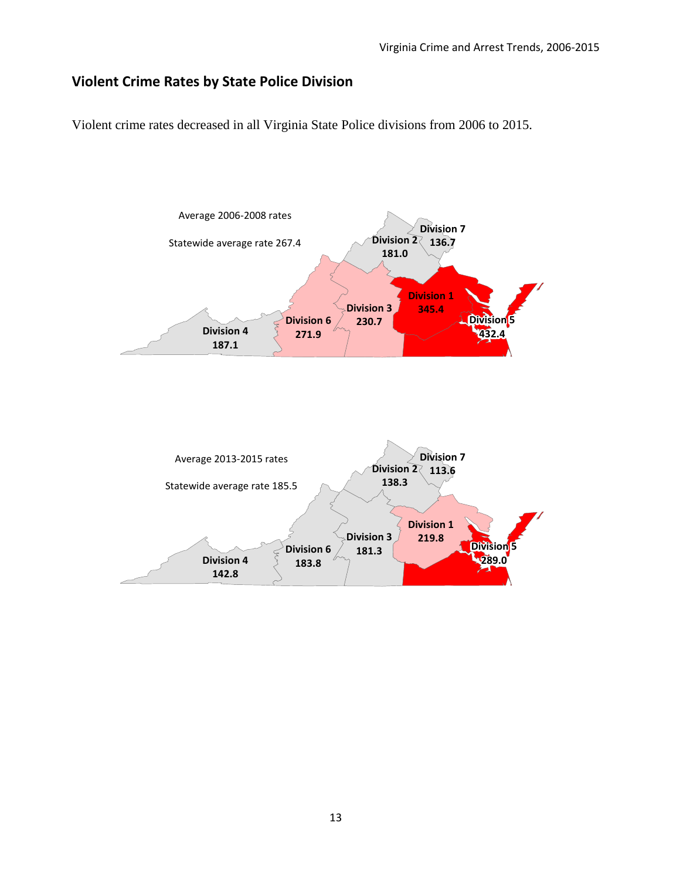## Violent Crime Rates by State Police Division

Violent crime rates decreased in all Virginia State Police divisions from 2006 to 2015.

Average 2006-2008 rates

Statewide average rate 267.4

| Division | Rate |
|---|---|
| Division 1 | 345.4 |
| Division 2 | 181.0 |
| Division 3 | 230.7 |
| Division 4 | 187.1 |
| Division 5 | 432.4 |
| Division 6 | 271.9 |
| Division 7 | 136.7 |

Average 2013-2015 rates

Statewide average rate 185.5

| Division | Rate |
|---|---|
| Division 1 | 219.8 |
| Division 2 | 138.3 |
| Division 3 | 181.3 |
| Division 4 | 142.8 |
| Division 5 | 289.0 |
| Division 6 | 183.8 |
| Division 7 | 113.6 |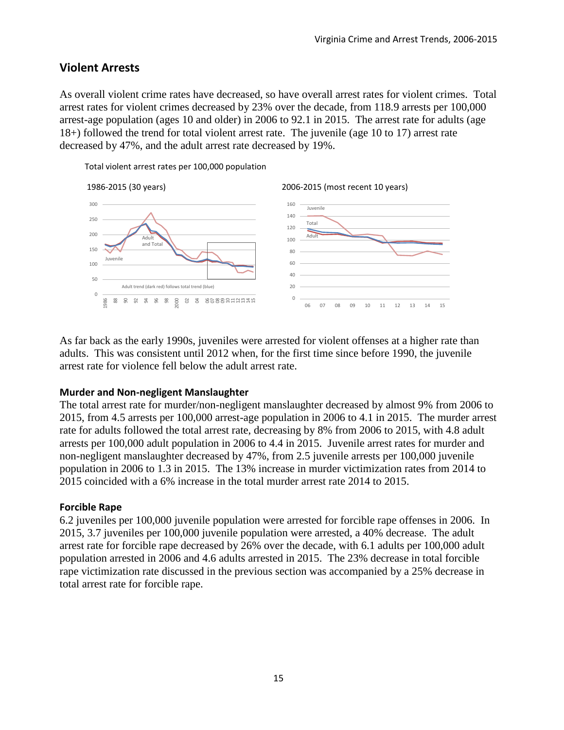## Violent Arrests

As overall violent crime rates have decreased, so have overall arrest rates for violent crimes. Total arrest rates for violent crimes decreased by 23% over the decade, from 118.9 arrests per 100,000 arrest-age population (ages 10 and older) in 2006 to 92.1 in 2015. The arrest rate for adults (age 18+) followed the trend for total violent arrest rate. The juvenile (age 10 to 17) arrest rate decreased by 47%, and the adult arrest rate decreased by 19%.

Total violent arrest rates per 100,000 population

1986-2015 (30 years)

2006-2015 (most recent 10 years)

As far back as the early 1990s, juveniles were arrested for violent offenses at a higher rate than adults. This was consistent until 2012 when, for the first time since before 1990, the juvenile arrest rate for violence fell below the adult arrest rate.

### Murder and Non-negligent Manslaughter

The total arrest rate for murder/non-negligent manslaughter decreased by almost 9% from 2006 to 2015, from 4.5 arrests per 100,000 arrest-age population in 2006 to 4.1 in 2015. The murder arrest rate for adults followed the total arrest rate, decreasing by 8% from 2006 to 2015, with 4.8 adult arrests per 100,000 adult population in 2006 to 4.4 in 2015. Juvenile arrest rates for murder and non-negligent manslaughter decreased by 47%, from 2.5 juvenile arrests per 100,000 juvenile population in 2006 to 1.3 in 2015. The 13% increase in murder victimization rates from 2014 to 2015 coincided with a 6% increase in the total murder arrest rate 2014 to 2015.

### Forcible Rape

6.2 juveniles per 100,000 juvenile population were arrested for forcible rape offenses in 2006. In 2015, 3.7 juveniles per 100,000 juvenile population were arrested, a 40% decrease. The adult arrest rate for forcible rape decreased by 26% over the decade, with 6.1 adults per 100,000 adult population arrested in 2006 and 4.6 adults arrested in 2015. The 23% decrease in total forcible rape victimization rate discussed in the previous section was accompanied by a 25% decrease in total arrest rate for forcible rape.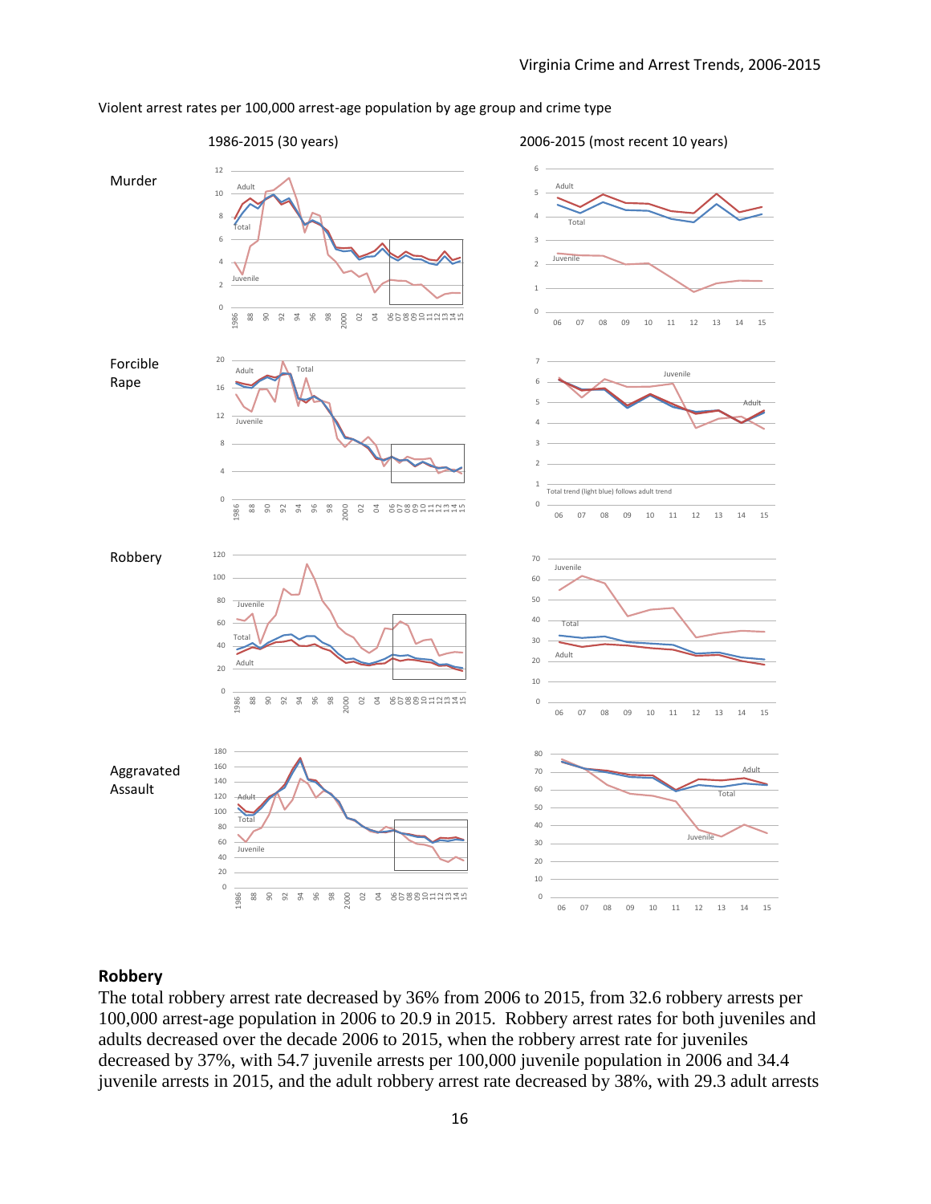Violent arrest rates per 100,000 arrest-age population by age group and crime type

1986-2015 (30 years) 2006-2015 (most recent 10 years)

Murder

Forcible Rape

Total trend (light blue) follows adult trend

Robbery

Aggravated Assault

## Robbery

The total robbery arrest rate decreased by 36% from 2006 to 2015, from 32.6 robbery arrests per 100,000 arrest-age population in 2006 to 20.9 in 2015. Robbery arrest rates for both juveniles and adults decreased over the decade 2006 to 2015, when the robbery arrest rate for juveniles decreased by 37%, with 54.7 juvenile arrests per 100,000 juvenile population in 2006 and 34.4 juvenile arrests in 2015, and the adult robbery arrest rate decreased by 38%, with 29.3 adult arrests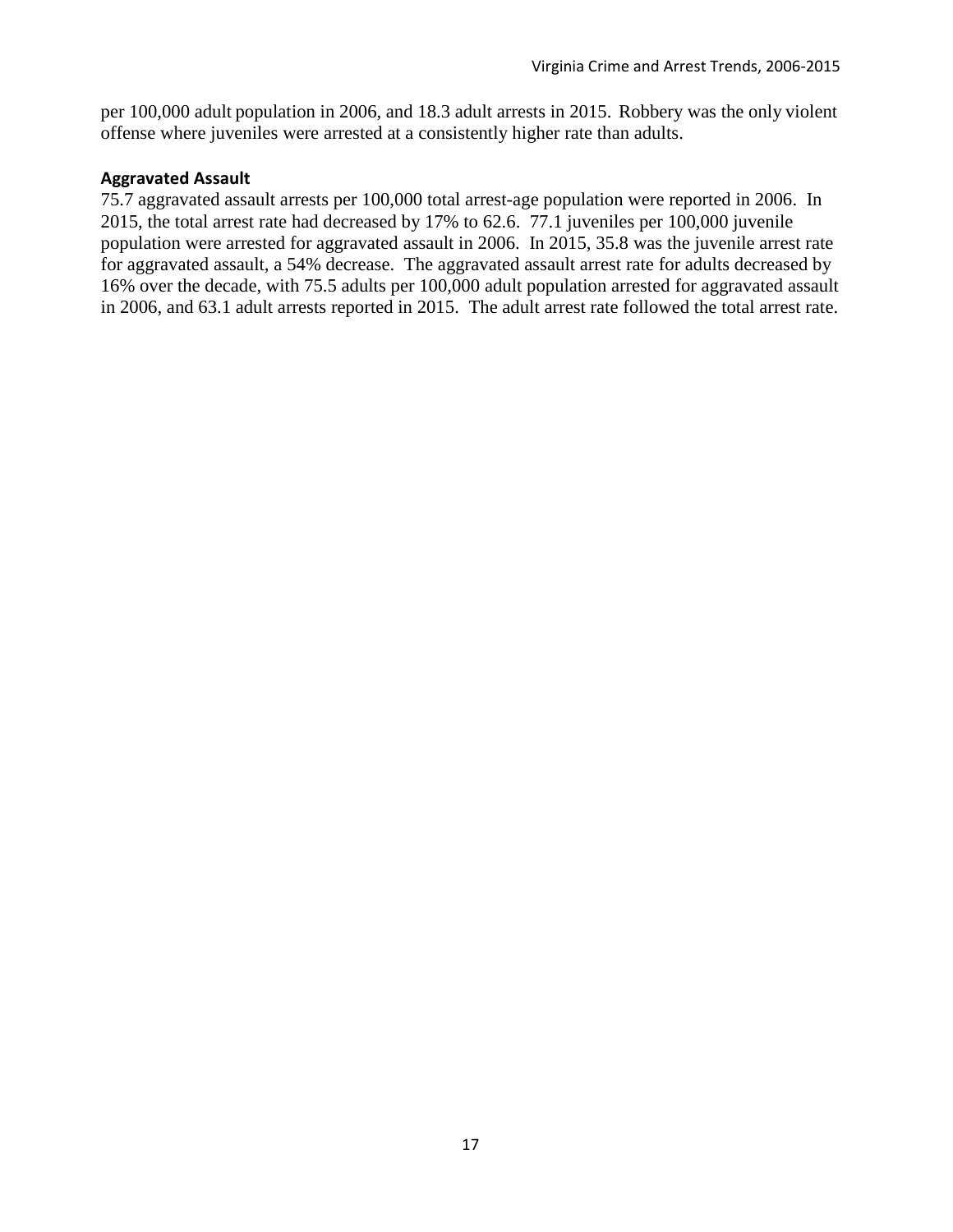per 100,000 adult population in 2006, and 18.3 adult arrests in 2015. Robbery was the only violent offense where juveniles were arrested at a consistently higher rate than adults.

### Aggravated Assault

75.7 aggravated assault arrests per 100,000 total arrest-age population were reported in 2006. In 2015, the total arrest rate had decreased by 17% to 62.6. 77.1 juveniles per 100,000 juvenile population were arrested for aggravated assault in 2006. In 2015, 35.8 was the juvenile arrest rate for aggravated assault, a 54% decrease. The aggravated assault arrest rate for adults decreased by 16% over the decade, with 75.5 adults per 100,000 adult population arrested for aggravated assault in 2006, and 63.1 adult arrests reported in 2015. The adult arrest rate followed the total arrest rate.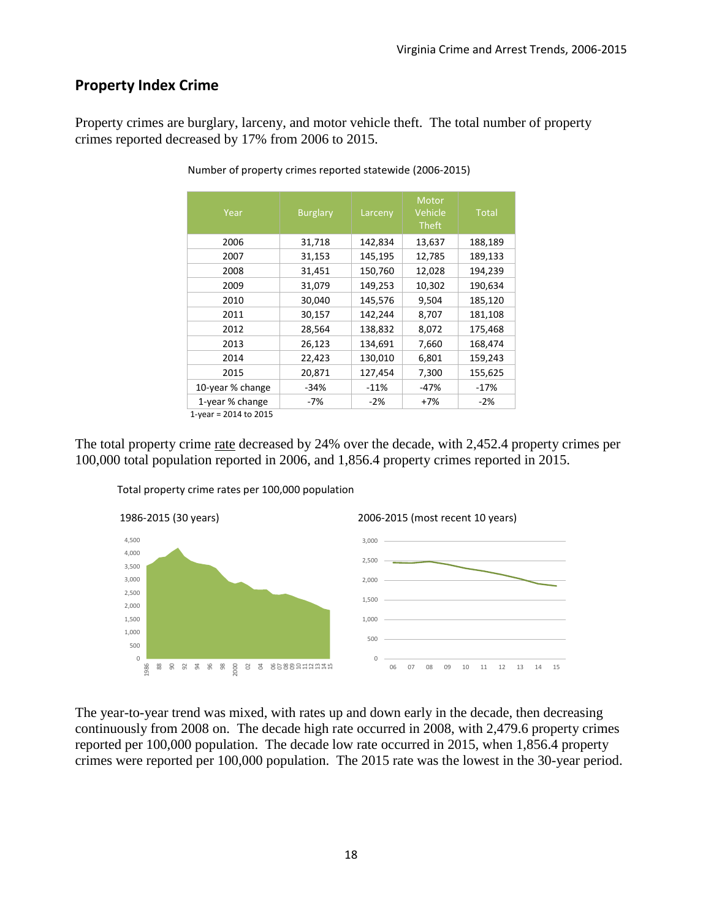## Property Index Crime

Property crimes are burglary, larceny, and motor vehicle theft. The total number of property crimes reported decreased by 17% from 2006 to 2015.

Number of property crimes reported statewide (2006-2015)

| Year | Burglary | Larceny | Motor Vehicle Theft | Total |
|---|---|---|---|---|
| 2006 | 31,718 | 142,834 | 13,637 | 188,189 |
| 2007 | 31,153 | 145,195 | 12,785 | 189,133 |
| 2008 | 31,451 | 150,760 | 12,028 | 194,239 |
| 2009 | 31,079 | 149,253 | 10,302 | 190,634 |
| 2010 | 30,040 | 145,576 | 9,504 | 185,120 |
| 2011 | 30,157 | 142,244 | 8,707 | 181,108 |
| 2012 | 28,564 | 138,832 | 8,072 | 175,468 |
| 2013 | 26,123 | 134,691 | 7,660 | 168,474 |
| 2014 | 22,423 | 130,010 | 6,801 | 159,243 |
| 2015 | 20,871 | 127,454 | 7,300 | 155,625 |
| 10-year % change | -34% | -11% | -47% | -17% |
| 1-year % change | -7% | -2% | +7% | -2% |

1-year = 2014 to 2015

The total property crime rate decreased by 24% over the decade, with 2,452.4 property crimes per 100,000 total population reported in 2006, and 1,856.4 property crimes reported in 2015.

Total property crime rates per 100,000 population

1986-2015 (30 years)

2006-2015 (most recent 10 years)

The year-to-year trend was mixed, with rates up and down early in the decade, then decreasing continuously from 2008 on. The decade high rate occurred in 2008, with 2,479.6 property crimes reported per 100,000 population. The decade low rate occurred in 2015, when 1,856.4 property crimes were reported per 100,000 population. The 2015 rate was the lowest in the 30-year period.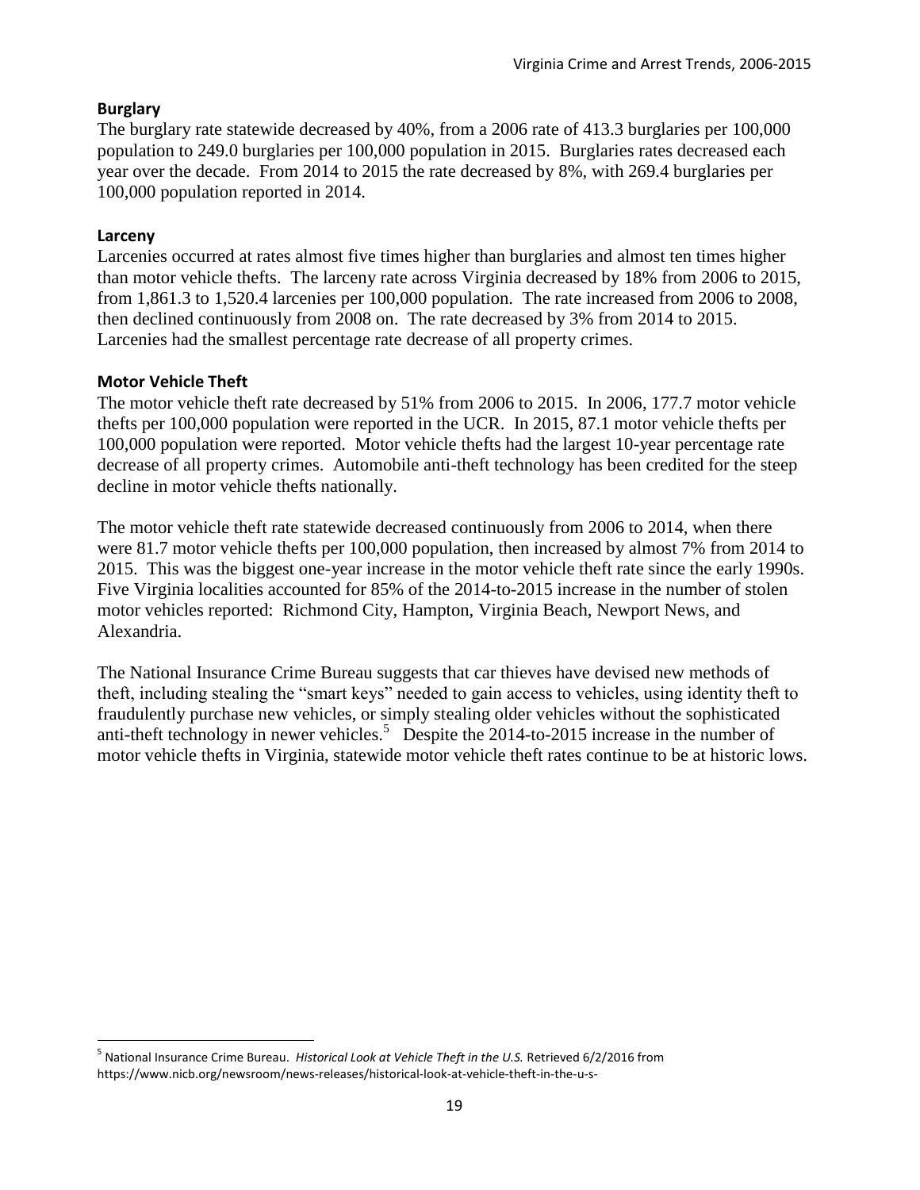### Burglary

The burglary rate statewide decreased by 40%, from a 2006 rate of 413.3 burglaries per 100,000 population to 249.0 burglaries per 100,000 population in 2015. Burglaries rates decreased each year over the decade. From 2014 to 2015 the rate decreased by 8%, with 269.4 burglaries per 100,000 population reported in 2014.

### Larceny

Larcenies occurred at rates almost five times higher than burglaries and almost ten times higher than motor vehicle thefts. The larceny rate across Virginia decreased by 18% from 2006 to 2015, from 1,861.3 to 1,520.4 larcenies per 100,000 population. The rate increased from 2006 to 2008, then declined continuously from 2008 on. The rate decreased by 3% from 2014 to 2015. Larcenies had the smallest percentage rate decrease of all property crimes.

### Motor Vehicle Theft

The motor vehicle theft rate decreased by 51% from 2006 to 2015. In 2006, 177.7 motor vehicle thefts per 100,000 population were reported in the UCR. In 2015, 87.1 motor vehicle thefts per 100,000 population were reported. Motor vehicle thefts had the largest 10-year percentage rate decrease of all property crimes. Automobile anti-theft technology has been credited for the steep decline in motor vehicle thefts nationally.

The motor vehicle theft rate statewide decreased continuously from 2006 to 2014, when there were 81.7 motor vehicle thefts per 100,000 population, then increased by almost 7% from 2014 to 2015. This was the biggest one-year increase in the motor vehicle theft rate since the early 1990s. Five Virginia localities accounted for 85% of the 2014-to-2015 increase in the number of stolen motor vehicles reported: Richmond City, Hampton, Virginia Beach, Newport News, and Alexandria.

The National Insurance Crime Bureau suggests that car thieves have devised new methods of theft, including stealing the "smart keys" needed to gain access to vehicles, using identity theft to fraudulently purchase new vehicles, or simply stealing older vehicles without the sophisticated anti-theft technology in newer vehicles.[5] Despite the 2014-to-2015 increase in the number of motor vehicle thefts in Virginia, statewide motor vehicle theft rates continue to be at historic lows.

---

[5] National Insurance Crime Bureau. *Historical Look at Vehicle Theft in the U.S.* Retrieved 6/2/2016 from https://www.nicb.org/newsroom/news-releases/historical-look-at-vehicle-theft-in-the-u-s-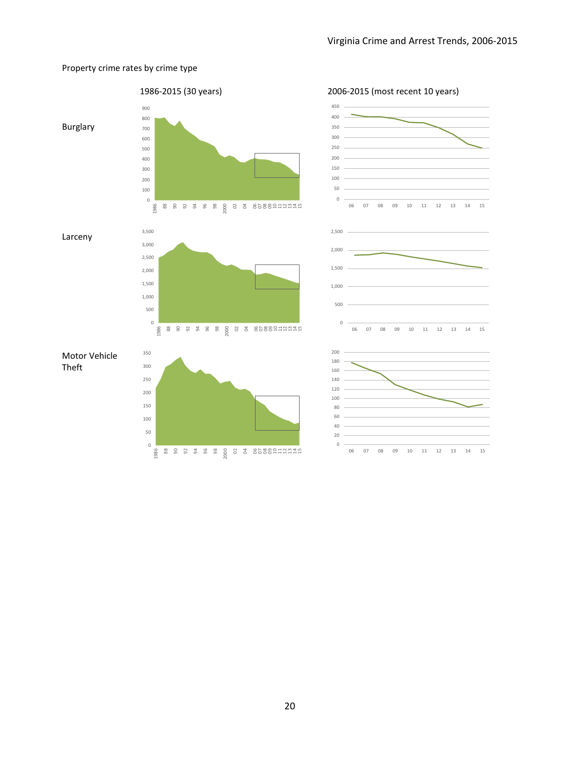Property crime rates by crime type

1986-2015 (30 years)

2006-2015 (most recent 10 years)

Burglary

Larceny

Motor Vehicle Theft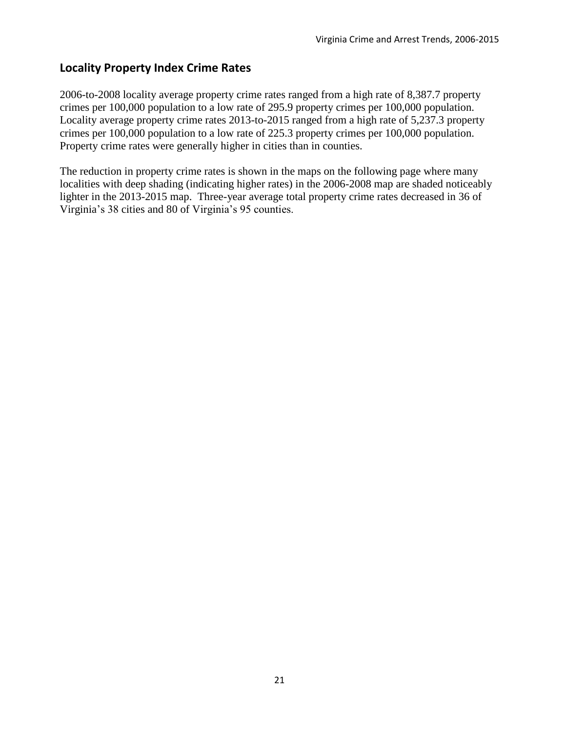## Locality Property Index Crime Rates

2006-to-2008 locality average property crime rates ranged from a high rate of 8,387.7 property crimes per 100,000 population to a low rate of 295.9 property crimes per 100,000 population. Locality average property crime rates 2013-to-2015 ranged from a high rate of 5,237.3 property crimes per 100,000 population to a low rate of 225.3 property crimes per 100,000 population. Property crime rates were generally higher in cities than in counties.

The reduction in property crime rates is shown in the maps on the following page where many localities with deep shading (indicating higher rates) in the 2006-2008 map are shaded noticeably lighter in the 2013-2015 map. Three-year average total property crime rates decreased in 36 of Virginia's 38 cities and 80 of Virginia's 95 counties.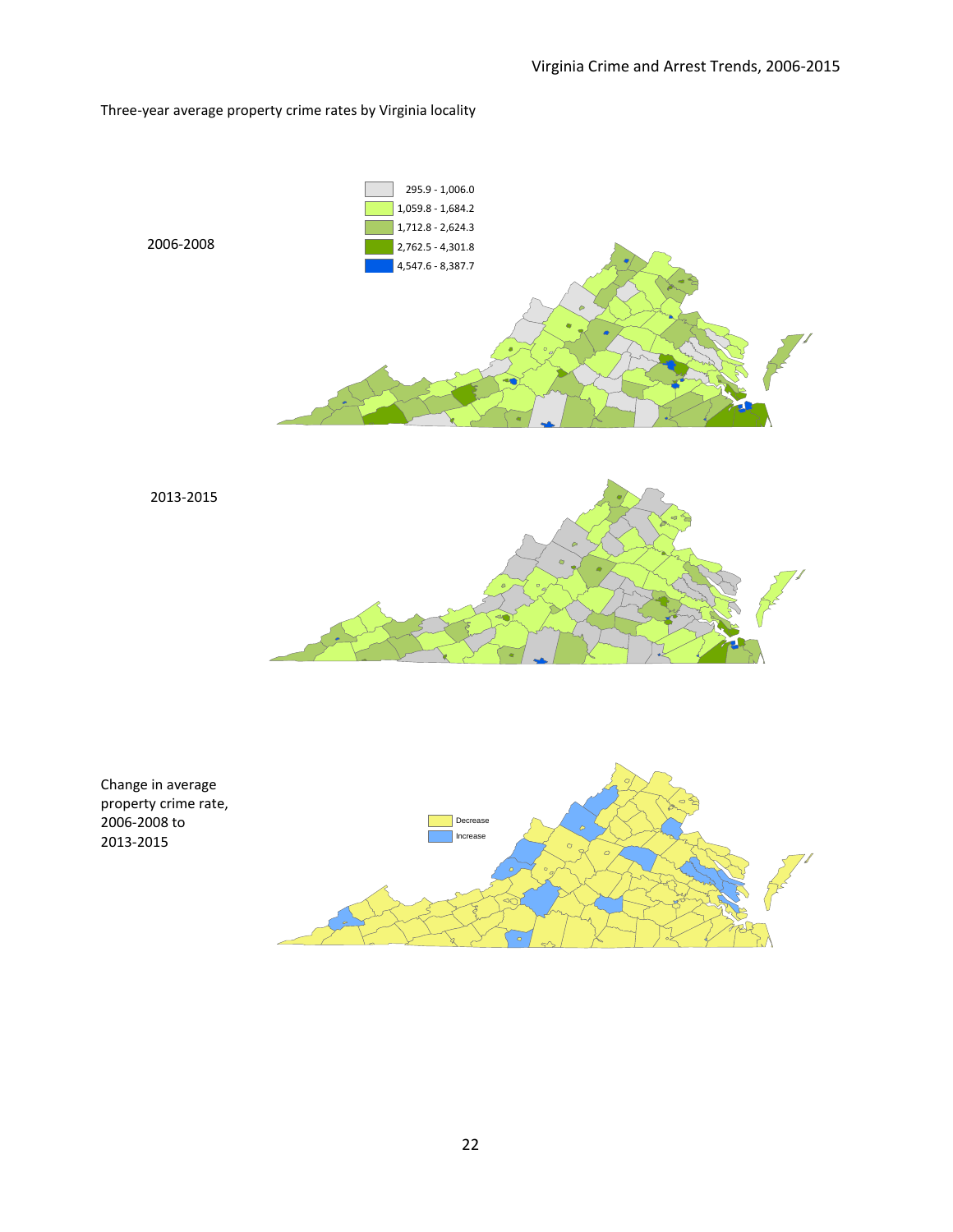Three-year average property crime rates by Virginia locality

2006-2008

- 295.9 - 1,006.0
- 1,059.8 - 1,684.2
- 1,712.8 - 2,624.3
- 2,762.5 - 4,301.8
- 4,547.6 - 8,387.7

2013-2015

Change in average property crime rate, 2006-2008 to 2013-2015

- Decrease
- Increase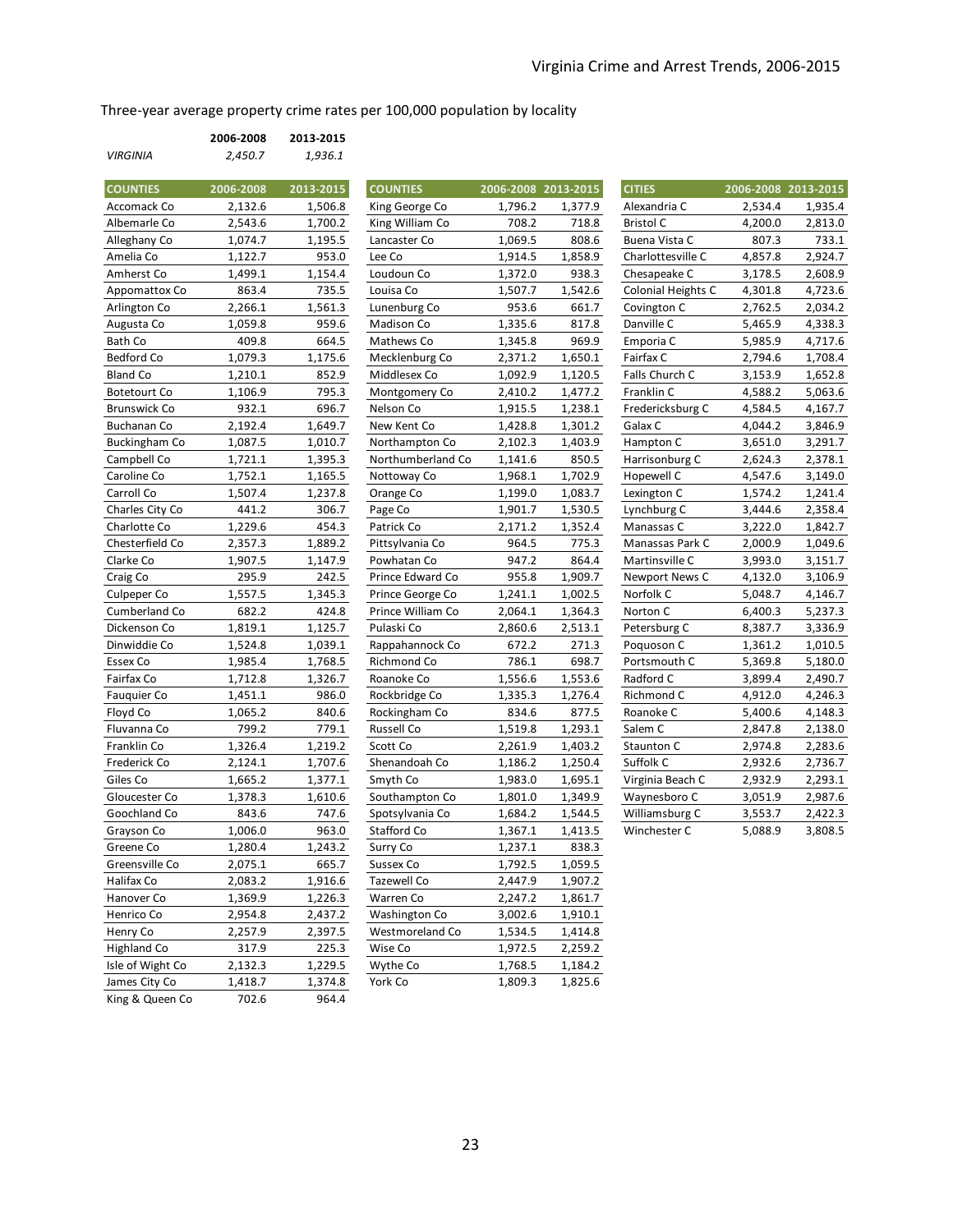Three-year average property crime rates per 100,000 population by locality

| | 2006-2008 | 2013-2015 |
|---|---|---|
| *VIRGINIA* | *2,450.7* | *1,936.1* |

| COUNTIES | 2006-2008 | 2013-2015 |
|---|---|---|
| Accomack Co | 2,132.6 | 1,506.8 |
| Albemarle Co | 2,543.6 | 1,700.2 |
| Alleghany Co | 1,074.7 | 1,195.5 |
| Amelia Co | 1,122.7 | 953.0 |
| Amherst Co | 1,499.1 | 1,154.4 |
| Appomattox Co | 863.4 | 735.5 |
| Arlington Co | 2,266.1 | 1,561.3 |
| Augusta Co | 1,059.8 | 959.6 |
| Bath Co | 409.8 | 664.5 |
| Bedford Co | 1,079.3 | 1,175.6 |
| Bland Co | 1,210.1 | 852.9 |
| Botetourt Co | 1,106.9 | 795.3 |
| Brunswick Co | 932.1 | 696.7 |
| Buchanan Co | 2,192.4 | 1,649.7 |
| Buckingham Co | 1,087.5 | 1,010.7 |
| Campbell Co | 1,721.1 | 1,395.3 |
| Caroline Co | 1,752.1 | 1,165.5 |
| Carroll Co | 1,507.4 | 1,237.8 |
| Charles City Co | 441.2 | 306.7 |
| Charlotte Co | 1,229.6 | 454.3 |
| Chesterfield Co | 2,357.3 | 1,889.2 |
| Clarke Co | 1,907.5 | 1,147.9 |
| Craig Co | 295.9 | 242.5 |
| Culpeper Co | 1,557.5 | 1,345.3 |
| Cumberland Co | 682.2 | 424.8 |
| Dickenson Co | 1,819.1 | 1,125.7 |
| Dinwiddie Co | 1,524.8 | 1,039.1 |
| Essex Co | 1,985.4 | 1,768.5 |
| Fairfax Co | 1,712.8 | 1,326.7 |
| Fauquier Co | 1,451.1 | 986.0 |
| Floyd Co | 1,065.2 | 840.6 |
| Fluvanna Co | 799.2 | 779.1 |
| Franklin Co | 1,326.4 | 1,219.2 |
| Frederick Co | 2,124.1 | 1,707.6 |
| Giles Co | 1,665.2 | 1,377.1 |
| Gloucester Co | 1,378.3 | 1,610.6 |
| Goochland Co | 843.6 | 747.6 |
| Grayson Co | 1,006.0 | 963.0 |
| Greene Co | 1,280.4 | 1,243.2 |
| Greensville Co | 2,075.1 | 665.7 |
| Halifax Co | 2,083.2 | 1,916.6 |
| Hanover Co | 1,369.9 | 1,226.3 |
| Henrico Co | 2,954.8 | 2,437.2 |
| Henry Co | 2,257.9 | 2,397.5 |
| Highland Co | 317.9 | 225.3 |
| Isle of Wight Co | 2,132.3 | 1,229.5 |
| James City Co | 1,418.7 | 1,374.8 |
| King & Queen Co | 702.6 | 964.4 |
| King George Co | 1,796.2 | 1,377.9 |
| King William Co | 708.2 | 718.8 |
| Lancaster Co | 1,069.5 | 808.6 |
| Lee Co | 1,914.5 | 1,858.9 |
| Loudoun Co | 1,372.0 | 938.3 |
| Louisa Co | 1,507.7 | 1,542.6 |
| Lunenburg Co | 953.6 | 661.7 |
| Madison Co | 1,335.6 | 817.8 |
| Mathews Co | 1,345.8 | 969.9 |
| Mecklenburg Co | 2,371.2 | 1,650.1 |
| Middlesex Co | 1,092.9 | 1,120.5 |
| Montgomery Co | 2,410.2 | 1,477.2 |
| Nelson Co | 1,915.5 | 1,238.1 |
| New Kent Co | 1,428.8 | 1,301.2 |
| Northampton Co | 2,102.3 | 1,403.9 |
| Northumberland Co | 1,141.6 | 850.5 |
| Nottoway Co | 1,968.1 | 1,702.9 |
| Orange Co | 1,199.0 | 1,083.7 |
| Page Co | 1,901.7 | 1,530.5 |
| Patrick Co | 2,171.2 | 1,352.4 |
| Pittsylvania Co | 964.5 | 775.3 |
| Powhatan Co | 947.2 | 864.4 |
| Prince Edward Co | 955.8 | 1,909.7 |
| Prince George Co | 1,241.1 | 1,002.5 |
| Prince William Co | 2,064.1 | 1,364.3 |
| Pulaski Co | 2,860.6 | 2,513.1 |
| Rappahannock Co | 672.2 | 271.3 |
| Richmond Co | 786.1 | 698.7 |
| Roanoke Co | 1,556.6 | 1,553.6 |
| Rockbridge Co | 1,335.3 | 1,276.4 |
| Rockingham Co | 834.6 | 877.5 |
| Russell Co | 1,519.8 | 1,293.1 |
| Scott Co | 2,261.9 | 1,403.2 |
| Shenandoah Co | 1,186.2 | 1,250.4 |
| Smyth Co | 1,983.0 | 1,695.1 |
| Southampton Co | 1,801.0 | 1,349.9 |
| Spotsylvania Co | 1,684.2 | 1,544.5 |
| Stafford Co | 1,367.1 | 1,413.5 |
| Surry Co | 1,237.1 | 838.3 |
| Sussex Co | 1,792.5 | 1,059.5 |
| Tazewell Co | 2,447.9 | 1,907.2 |
| Warren Co | 2,247.2 | 1,861.7 |
| Washington Co | 3,002.6 | 1,910.1 |
| Westmoreland Co | 1,534.5 | 1,414.8 |
| Wise Co | 1,972.5 | 2,259.2 |
| Wythe Co | 1,768.5 | 1,184.2 |
| York Co | 1,809.3 | 1,825.6 |

| CITIES | 2006-2008 | 2013-2015 |
|---|---|---|
| Alexandria C | 2,534.4 | 1,935.4 |
| Bristol C | 4,200.0 | 2,813.0 |
| Buena Vista C | 807.3 | 733.1 |
| Charlottesville C | 4,857.8 | 2,924.7 |
| Chesapeake C | 3,178.5 | 2,608.9 |
| Colonial Heights C | 4,301.8 | 4,723.6 |
| Covington C | 2,762.5 | 2,034.2 |
| Danville C | 5,465.9 | 4,338.3 |
| Emporia C | 5,985.9 | 4,717.6 |
| Fairfax C | 2,794.6 | 1,708.4 |
| Falls Church C | 3,153.9 | 1,652.8 |
| Franklin C | 4,588.2 | 5,063.6 |
| Fredericksburg C | 4,584.5 | 4,167.7 |
| Galax C | 4,044.2 | 3,846.9 |
| Hampton C | 3,651.0 | 3,291.7 |
| Harrisonburg C | 2,624.3 | 2,378.1 |
| Hopewell C | 4,547.6 | 3,149.0 |
| Lexington C | 1,574.2 | 1,241.4 |
| Lynchburg C | 3,444.6 | 2,358.4 |
| Manassas C | 3,222.0 | 1,842.7 |
| Manassas Park C | 2,000.9 | 1,049.6 |
| Martinsville C | 3,993.0 | 3,151.7 |
| Newport News C | 4,132.0 | 3,106.9 |
| Norfolk C | 5,048.7 | 4,146.7 |
| Norton C | 6,400.3 | 5,237.3 |
| Petersburg C | 8,387.7 | 3,336.9 |
| Poquoson C | 1,361.2 | 1,010.5 |
| Portsmouth C | 5,369.8 | 5,180.0 |
| Radford C | 3,899.4 | 2,490.7 |
| Richmond C | 4,912.0 | 4,246.3 |
| Roanoke C | 5,400.6 | 4,148.3 |
| Salem C | 2,847.8 | 2,138.0 |
| Staunton C | 2,974.8 | 2,283.6 |
| Suffolk C | 2,932.6 | 2,736.7 |
| Virginia Beach C | 2,932.9 | 2,293.1 |
| Waynesboro C | 3,051.9 | 2,987.6 |
| Williamsburg C | 3,553.7 | 2,422.3 |
| Winchester C | 5,088.9 | 3,808.5 |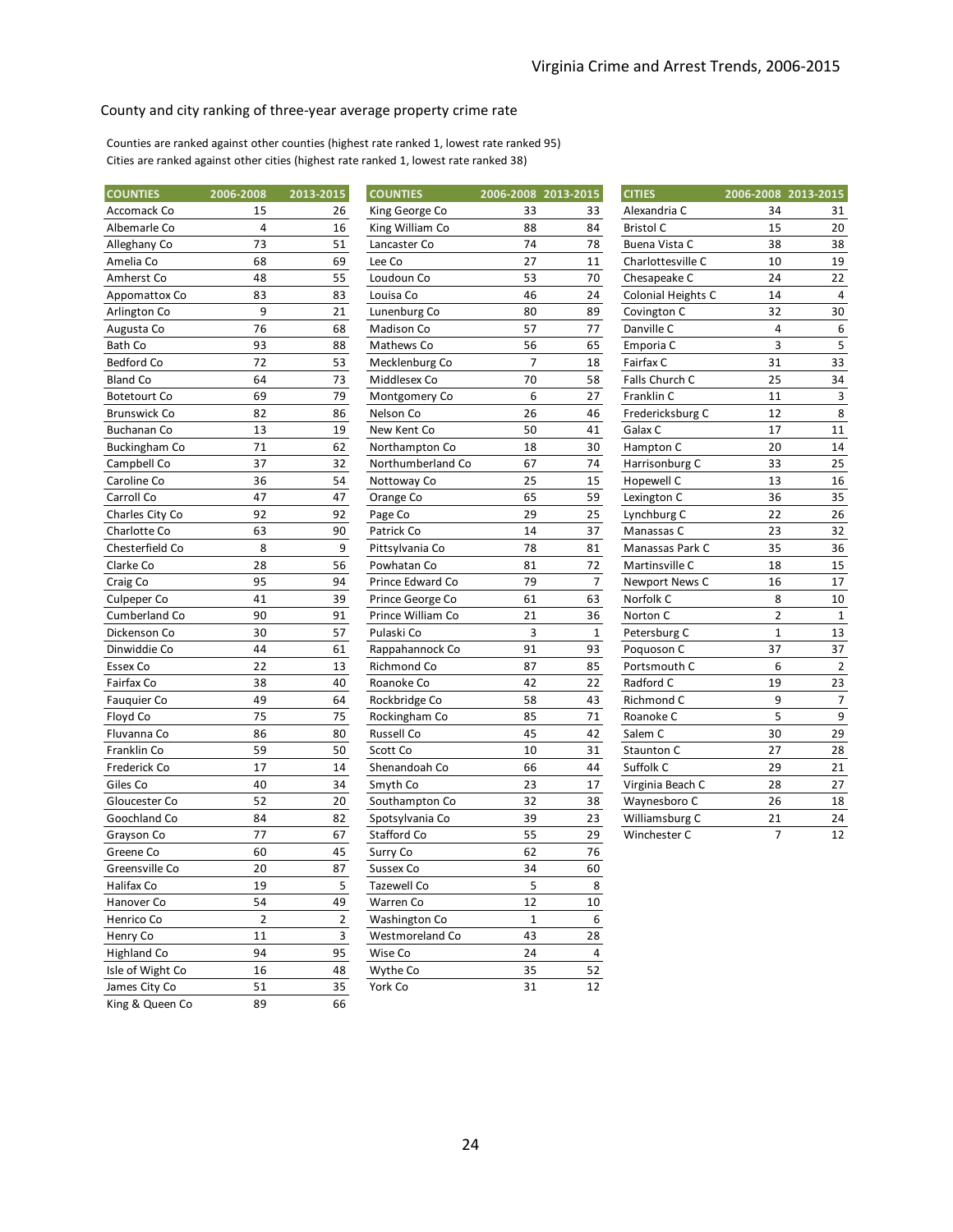## County and city ranking of three-year average property crime rate

Counties are ranked against other counties (highest rate ranked 1, lowest rate ranked 95)
Cities are ranked against other cities (highest rate ranked 1, lowest rate ranked 38)

| COUNTIES | 2006-2008 | 2013-2015 |
|---|---|---|
| Accomack Co | 15 | 26 |
| Albemarle Co | 4 | 16 |
| Alleghany Co | 73 | 51 |
| Amelia Co | 68 | 69 |
| Amherst Co | 48 | 55 |
| Appomattox Co | 83 | 83 |
| Arlington Co | 9 | 21 |
| Augusta Co | 76 | 68 |
| Bath Co | 93 | 88 |
| Bedford Co | 72 | 53 |
| Bland Co | 64 | 73 |
| Botetourt Co | 69 | 79 |
| Brunswick Co | 82 | 86 |
| Buchanan Co | 13 | 19 |
| Buckingham Co | 71 | 62 |
| Campbell Co | 37 | 32 |
| Caroline Co | 36 | 54 |
| Carroll Co | 47 | 47 |
| Charles City Co | 92 | 92 |
| Charlotte Co | 63 | 90 |
| Chesterfield Co | 8 | 9 |
| Clarke Co | 28 | 56 |
| Craig Co | 95 | 94 |
| Culpeper Co | 41 | 39 |
| Cumberland Co | 90 | 91 |
| Dickenson Co | 30 | 57 |
| Dinwiddie Co | 44 | 61 |
| Essex Co | 22 | 13 |
| Fairfax Co | 38 | 40 |
| Fauquier Co | 49 | 64 |
| Floyd Co | 75 | 75 |
| Fluvanna Co | 86 | 80 |
| Franklin Co | 59 | 50 |
| Frederick Co | 17 | 14 |
| Giles Co | 40 | 34 |
| Gloucester Co | 52 | 20 |
| Goochland Co | 84 | 82 |
| Grayson Co | 77 | 67 |
| Greene Co | 60 | 45 |
| Greensville Co | 20 | 87 |
| Halifax Co | 19 | 5 |
| Hanover Co | 54 | 49 |
| Henrico Co | 2 | 2 |
| Henry Co | 11 | 3 |
| Highland Co | 94 | 95 |
| Isle of Wight Co | 16 | 48 |
| James City Co | 51 | 35 |
| King & Queen Co | 89 | 66 |

| COUNTIES | 2006-2008 | 2013-2015 |
|---|---|---|
| King George Co | 33 | 33 |
| King William Co | 88 | 84 |
| Lancaster Co | 74 | 78 |
| Lee Co | 27 | 11 |
| Loudoun Co | 53 | 70 |
| Louisa Co | 46 | 24 |
| Lunenburg Co | 80 | 89 |
| Madison Co | 57 | 77 |
| Mathews Co | 56 | 65 |
| Mecklenburg Co | 7 | 18 |
| Middlesex Co | 70 | 58 |
| Montgomery Co | 6 | 27 |
| Nelson Co | 26 | 46 |
| New Kent Co | 50 | 41 |
| Northampton Co | 18 | 30 |
| Northumberland Co | 67 | 74 |
| Nottoway Co | 25 | 15 |
| Orange Co | 65 | 59 |
| Page Co | 29 | 25 |
| Patrick Co | 14 | 37 |
| Pittsylvania Co | 78 | 81 |
| Powhatan Co | 81 | 72 |
| Prince Edward Co | 79 | 7 |
| Prince George Co | 61 | 63 |
| Prince William Co | 21 | 36 |
| Pulaski Co | 3 | 1 |
| Rappahannock Co | 91 | 93 |
| Richmond Co | 87 | 85 |
| Roanoke Co | 42 | 22 |
| Rockbridge Co | 58 | 43 |
| Rockingham Co | 85 | 71 |
| Russell Co | 45 | 42 |
| Scott Co | 10 | 31 |
| Shenandoah Co | 66 | 44 |
| Smyth Co | 23 | 17 |
| Southampton Co | 32 | 38 |
| Spotsylvania Co | 39 | 23 |
| Stafford Co | 55 | 29 |
| Surry Co | 62 | 76 |
| Sussex Co | 34 | 60 |
| Tazewell Co | 5 | 8 |
| Warren Co | 12 | 10 |
| Washington Co | 1 | 6 |
| Westmoreland Co | 43 | 28 |
| Wise Co | 24 | 4 |
| Wythe Co | 35 | 52 |
| York Co | 31 | 12 |

| CITIES | 2006-2008 | 2013-2015 |
|---|---|---|
| Alexandria C | 34 | 31 |
| Bristol C | 15 | 20 |
| Buena Vista C | 38 | 38 |
| Charlottesville C | 10 | 19 |
| Chesapeake C | 24 | 22 |
| Colonial Heights C | 14 | 4 |
| Covington C | 32 | 30 |
| Danville C | 4 | 6 |
| Emporia C | 3 | 5 |
| Fairfax C | 31 | 33 |
| Falls Church C | 25 | 34 |
| Franklin C | 11 | 3 |
| Fredericksburg C | 12 | 8 |
| Galax C | 17 | 11 |
| Hampton C | 20 | 14 |
| Harrisonburg C | 33 | 25 |
| Hopewell C | 13 | 16 |
| Lexington C | 36 | 35 |
| Lynchburg C | 22 | 26 |
| Manassas C | 23 | 32 |
| Manassas Park C | 35 | 36 |
| Martinsville C | 18 | 15 |
| Newport News C | 16 | 17 |
| Norfolk C | 8 | 10 |
| Norton C | 2 | 1 |
| Petersburg C | 1 | 13 |
| Poquoson C | 37 | 37 |
| Portsmouth C | 6 | 2 |
| Radford C | 19 | 23 |
| Richmond C | 9 | 7 |
| Roanoke C | 5 | 9 |
| Salem C | 30 | 29 |
| Staunton C | 27 | 28 |
| Suffolk C | 29 | 21 |
| Virginia Beach C | 28 | 27 |
| Waynesboro C | 26 | 18 |
| Williamsburg C | 21 | 24 |
| Winchester C | 7 | 12 |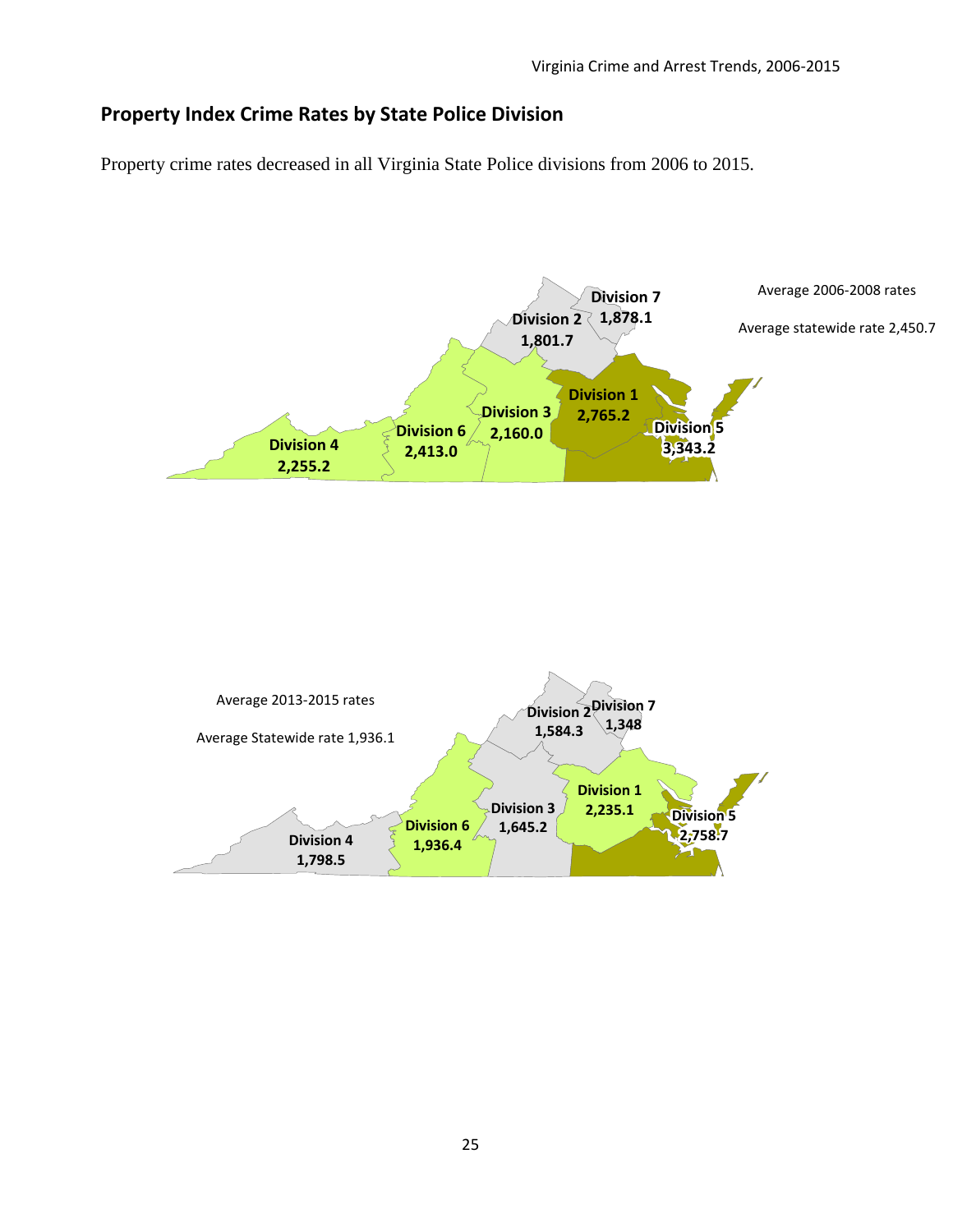## Property Index Crime Rates by State Police Division

Property crime rates decreased in all Virginia State Police divisions from 2006 to 2015.

Average 2006-2008 rates

Average statewide rate 2,450.7

Division 7
1,878.1

Division 2
1,801.7

Division 1
2,765.2

Division 3
2,160.0

Division 6
2,413.0

Division 5
3,343.2

Division 4
2,255.2

Average 2013-2015 rates

Average Statewide rate 1,936.1

Division 2
1,584.3

Division 7
1,348

Division 1
2,235.1

Division 3
1,645.2

Division 6
1,936.4

Division 5
2,758.7

Division 4
1,798.5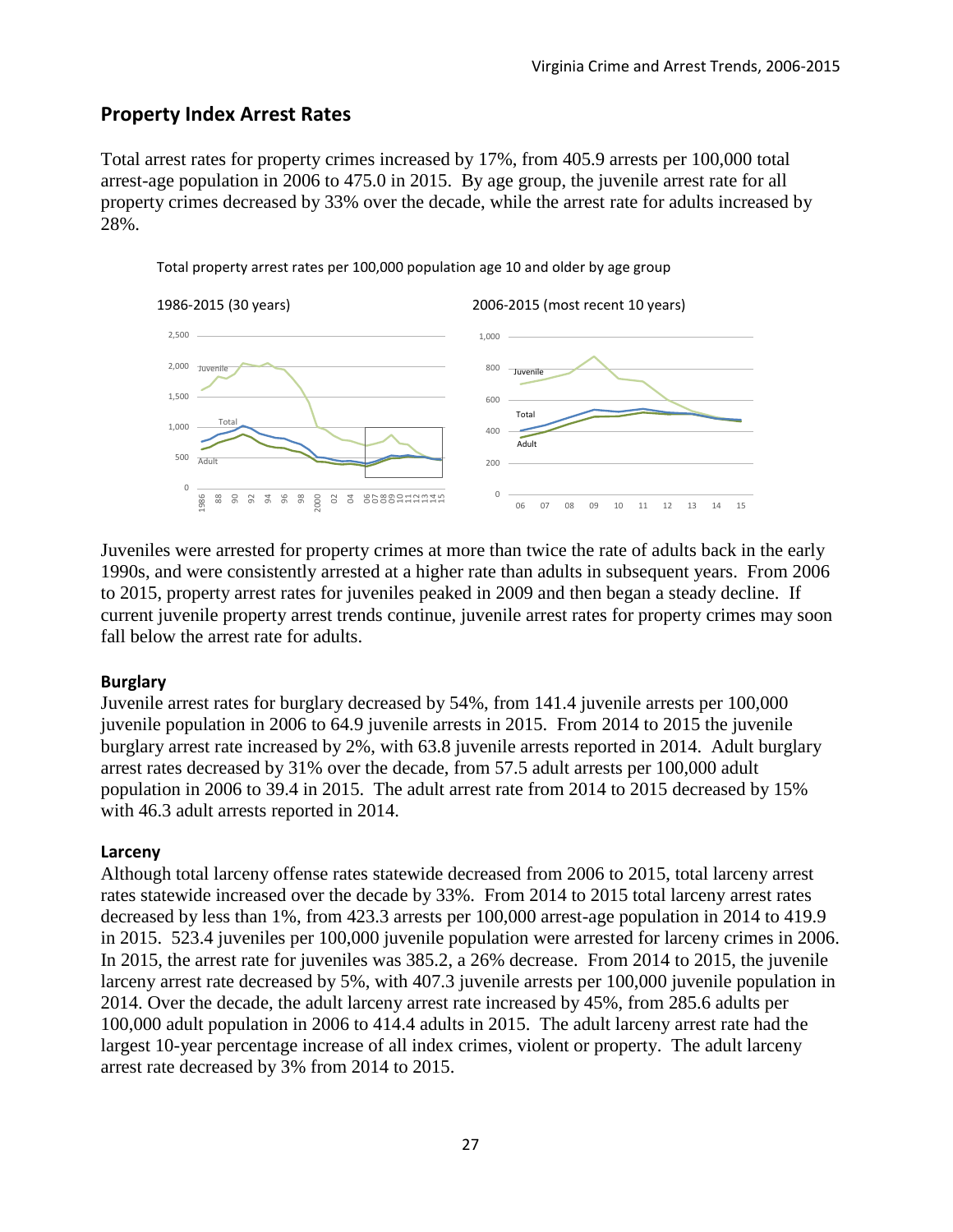## Property Index Arrest Rates

Total arrest rates for property crimes increased by 17%, from 405.9 arrests per 100,000 total arrest-age population in 2006 to 475.0 in 2015. By age group, the juvenile arrest rate for all property crimes decreased by 33% over the decade, while the arrest rate for adults increased by 28%.

Total property arrest rates per 100,000 population age 10 and older by age group

1986-2015 (30 years)

2006-2015 (most recent 10 years)

Juveniles were arrested for property crimes at more than twice the rate of adults back in the early 1990s, and were consistently arrested at a higher rate than adults in subsequent years. From 2006 to 2015, property arrest rates for juveniles peaked in 2009 and then began a steady decline. If current juvenile property arrest trends continue, juvenile arrest rates for property crimes may soon fall below the arrest rate for adults.

### Burglary

Juvenile arrest rates for burglary decreased by 54%, from 141.4 juvenile arrests per 100,000 juvenile population in 2006 to 64.9 juvenile arrests in 2015. From 2014 to 2015 the juvenile burglary arrest rate increased by 2%, with 63.8 juvenile arrests reported in 2014. Adult burglary arrest rates decreased by 31% over the decade, from 57.5 adult arrests per 100,000 adult population in 2006 to 39.4 in 2015. The adult arrest rate from 2014 to 2015 decreased by 15% with 46.3 adult arrests reported in 2014.

### Larceny

Although total larceny offense rates statewide decreased from 2006 to 2015, total larceny arrest rates statewide increased over the decade by 33%. From 2014 to 2015 total larceny arrest rates decreased by less than 1%, from 423.3 arrests per 100,000 arrest-age population in 2014 to 419.9 in 2015. 523.4 juveniles per 100,000 juvenile population were arrested for larceny crimes in 2006. In 2015, the arrest rate for juveniles was 385.2, a 26% decrease. From 2014 to 2015, the juvenile larceny arrest rate decreased by 5%, with 407.3 juvenile arrests per 100,000 juvenile population in 2014. Over the decade, the adult larceny arrest rate increased by 45%, from 285.6 adults per 100,000 adult population in 2006 to 414.4 adults in 2015. The adult larceny arrest rate had the largest 10-year percentage increase of all index crimes, violent or property. The adult larceny arrest rate decreased by 3% from 2014 to 2015.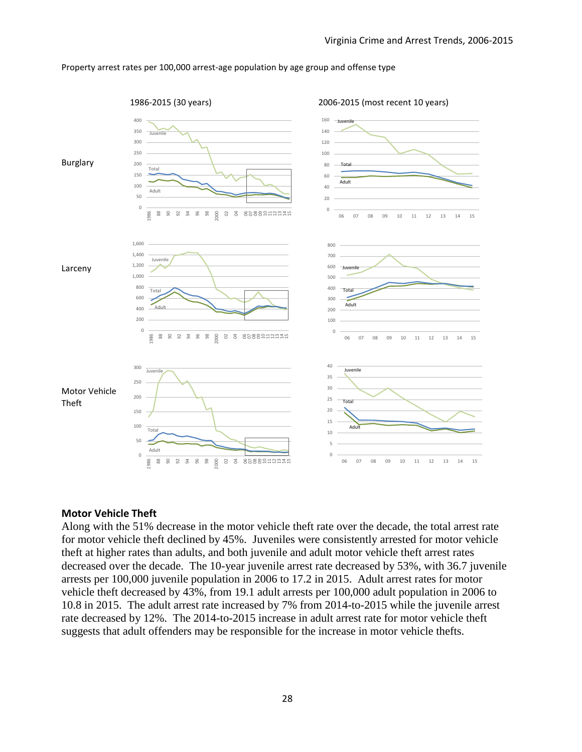Property arrest rates per 100,000 arrest-age population by age group and offense type

1986-2015 (30 years)

2006-2015 (most recent 10 years)

Burglary

Larceny

Motor Vehicle Theft

## Motor Vehicle Theft

Along with the 51% decrease in the motor vehicle theft rate over the decade, the total arrest rate for motor vehicle theft declined by 45%. Juveniles were consistently arrested for motor vehicle theft at higher rates than adults, and both juvenile and adult motor vehicle theft arrest rates decreased over the decade. The 10-year juvenile arrest rate decreased by 53%, with 36.7 juvenile arrests per 100,000 juvenile population in 2006 to 17.2 in 2015. Adult arrest rates for motor vehicle theft decreased by 43%, from 19.1 adult arrests per 100,000 adult population in 2006 to 10.8 in 2015. The adult arrest rate increased by 7% from 2014-to-2015 while the juvenile arrest rate decreased by 12%. The 2014-to-2015 increase in adult arrest rate for motor vehicle theft suggests that adult offenders may be responsible for the increase in motor vehicle thefts.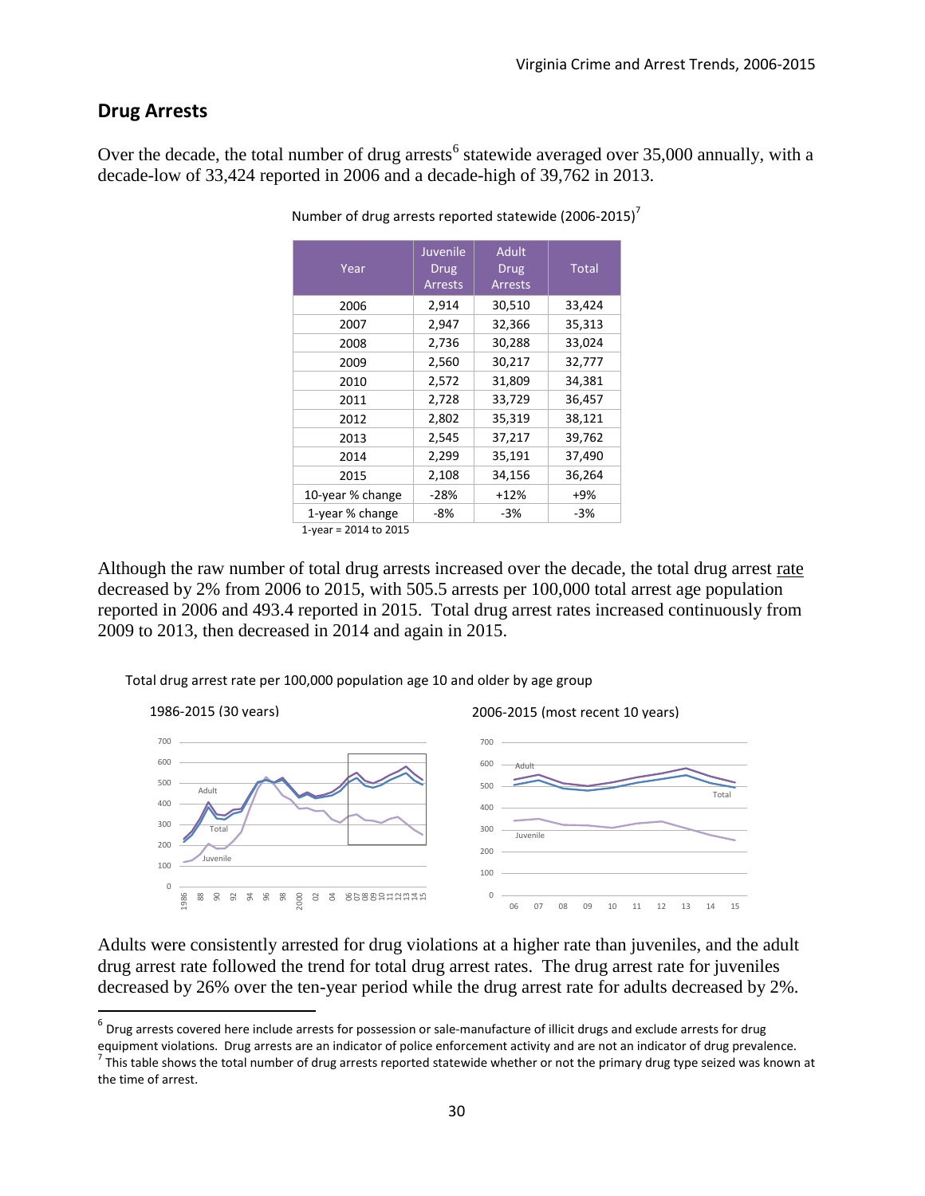## Drug Arrests

Over the decade, the total number of drug arrests[6] statewide averaged over 35,000 annually, with a decade-low of 33,424 reported in 2006 and a decade-high of 39,762 in 2013.

Number of drug arrests reported statewide (2006-2015)[7]

| Year | Juvenile Drug Arrests | Adult Drug Arrests | Total |
|---|---|---|---|
| 2006 | 2,914 | 30,510 | 33,424 |
| 2007 | 2,947 | 32,366 | 35,313 |
| 2008 | 2,736 | 30,288 | 33,024 |
| 2009 | 2,560 | 30,217 | 32,777 |
| 2010 | 2,572 | 31,809 | 34,381 |
| 2011 | 2,728 | 33,729 | 36,457 |
| 2012 | 2,802 | 35,319 | 38,121 |
| 2013 | 2,545 | 37,217 | 39,762 |
| 2014 | 2,299 | 35,191 | 37,490 |
| 2015 | 2,108 | 34,156 | 36,264 |
| 10-year % change | -28% | +12% | +9% |
| 1-year % change | -8% | -3% | -3% |

1-year = 2014 to 2015

Although the raw number of total drug arrests increased over the decade, the total drug arrest rate decreased by 2% from 2006 to 2015, with 505.5 arrests per 100,000 total arrest age population reported in 2006 and 493.4 reported in 2015. Total drug arrest rates increased continuously from 2009 to 2013, then decreased in 2014 and again in 2015.

Total drug arrest rate per 100,000 population age 10 and older by age group

1986-2015 (30 years)

2006-2015 (most recent 10 years)

Adults were consistently arrested for drug violations at a higher rate than juveniles, and the adult drug arrest rate followed the trend for total drug arrest rates. The drug arrest rate for juveniles decreased by 26% over the ten-year period while the drug arrest rate for adults decreased by 2%.

[6] Drug arrests covered here include arrests for possession or sale-manufacture of illicit drugs and exclude arrests for drug equipment violations. Drug arrests are an indicator of police enforcement activity and are not an indicator of drug prevalence.

[7] This table shows the total number of drug arrests reported statewide whether or not the primary drug type seized was known at the time of arrest.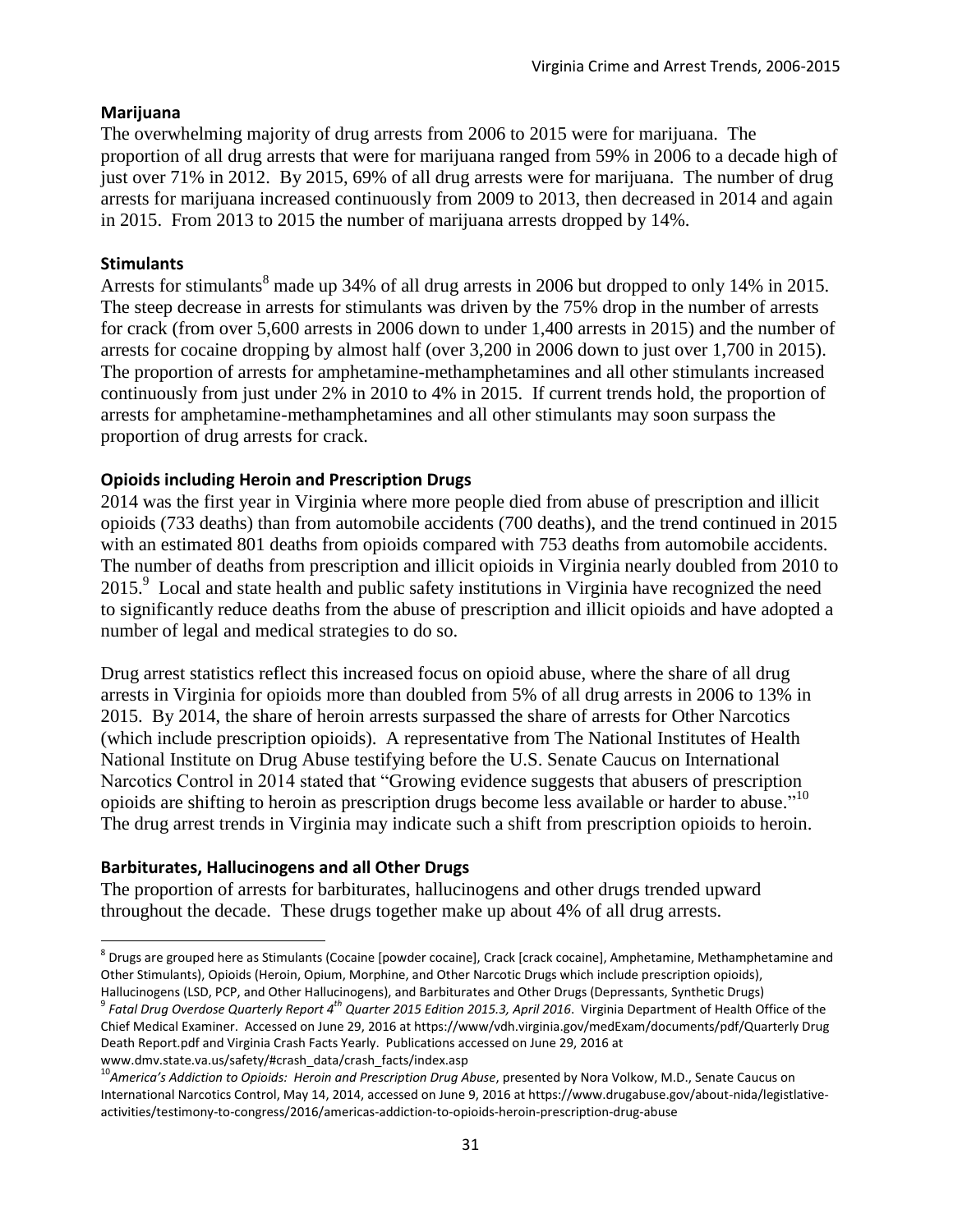### Marijuana

The overwhelming majority of drug arrests from 2006 to 2015 were for marijuana. The proportion of all drug arrests that were for marijuana ranged from 59% in 2006 to a decade high of just over 71% in 2012. By 2015, 69% of all drug arrests were for marijuana. The number of drug arrests for marijuana increased continuously from 2009 to 2013, then decreased in 2014 and again in 2015. From 2013 to 2015 the number of marijuana arrests dropped by 14%.

### Stimulants

Arrests for stimulants[8] made up 34% of all drug arrests in 2006 but dropped to only 14% in 2015. The steep decrease in arrests for stimulants was driven by the 75% drop in the number of arrests for crack (from over 5,600 arrests in 2006 down to under 1,400 arrests in 2015) and the number of arrests for cocaine dropping by almost half (over 3,200 in 2006 down to just over 1,700 in 2015). The proportion of arrests for amphetamine-methamphetamines and all other stimulants increased continuously from just under 2% in 2010 to 4% in 2015. If current trends hold, the proportion of arrests for amphetamine-methamphetamines and all other stimulants may soon surpass the proportion of drug arrests for crack.

### Opioids including Heroin and Prescription Drugs

2014 was the first year in Virginia where more people died from abuse of prescription and illicit opioids (733 deaths) than from automobile accidents (700 deaths), and the trend continued in 2015 with an estimated 801 deaths from opioids compared with 753 deaths from automobile accidents. The number of deaths from prescription and illicit opioids in Virginia nearly doubled from 2010 to 2015.[9] Local and state health and public safety institutions in Virginia have recognized the need to significantly reduce deaths from the abuse of prescription and illicit opioids and have adopted a number of legal and medical strategies to do so.

Drug arrest statistics reflect this increased focus on opioid abuse, where the share of all drug arrests in Virginia for opioids more than doubled from 5% of all drug arrests in 2006 to 13% in 2015. By 2014, the share of heroin arrests surpassed the share of arrests for Other Narcotics (which include prescription opioids). A representative from The National Institutes of Health National Institute on Drug Abuse testifying before the U.S. Senate Caucus on International Narcotics Control in 2014 stated that "Growing evidence suggests that abusers of prescription opioids are shifting to heroin as prescription drugs become less available or harder to abuse."[10] The drug arrest trends in Virginia may indicate such a shift from prescription opioids to heroin.

### Barbiturates, Hallucinogens and all Other Drugs

The proportion of arrests for barbiturates, hallucinogens and other drugs trended upward throughout the decade. These drugs together make up about 4% of all drug arrests.

---

[8] Drugs are grouped here as Stimulants (Cocaine [powder cocaine], Crack [crack cocaine], Amphetamine, Methamphetamine and Other Stimulants), Opioids (Heroin, Opium, Morphine, and Other Narcotic Drugs which include prescription opioids), Hallucinogens (LSD, PCP, and Other Hallucinogens), and Barbiturates and Other Drugs (Depressants, Synthetic Drugs)

[9] *Fatal Drug Overdose Quarterly Report 4th Quarter 2015 Edition 2015.3, April 2016*. Virginia Department of Health Office of the Chief Medical Examiner. Accessed on June 29, 2016 at https://www/vdh.virginia.gov/medExam/documents/pdf/Quarterly Drug Death Report.pdf and Virginia Crash Facts Yearly. Publications accessed on June 29, 2016 at www.dmv.state.va.us/safety/#crash_data/crash_facts/index.asp

[10] *America's Addiction to Opioids: Heroin and Prescription Drug Abuse*, presented by Nora Volkow, M.D., Senate Caucus on International Narcotics Control, May 14, 2014, accessed on June 9, 2016 at https://www.drugabuse.gov/about-nida/legistlative-activities/testimony-to-congress/2016/americas-addiction-to-opioids-heroin-prescription-drug-abuse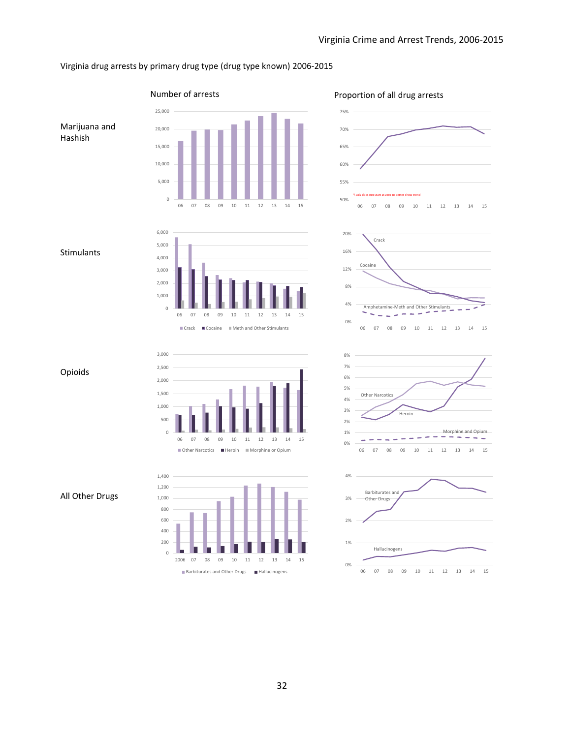Virginia drug arrests by primary drug type (drug type known) 2006-2015

Number of arrests

Proportion of all drug arrests

Marijuana and Hashish

Y-axis does not start at zero to better show trend

Stimulants

Crack, Cocaine, Meth and Other Stimulants

Crack

Cocaine

Amphetamine-Meth and Other Stimulants

Opioids

Other Narcotics, Heroin, Morphine or Opium

Other Narcotics

Heroin

Morphine and Opium

All Other Drugs

Barbiturates and Other Drugs, Hallucinogens

Barbiturates and Other Drugs

Hallucinogens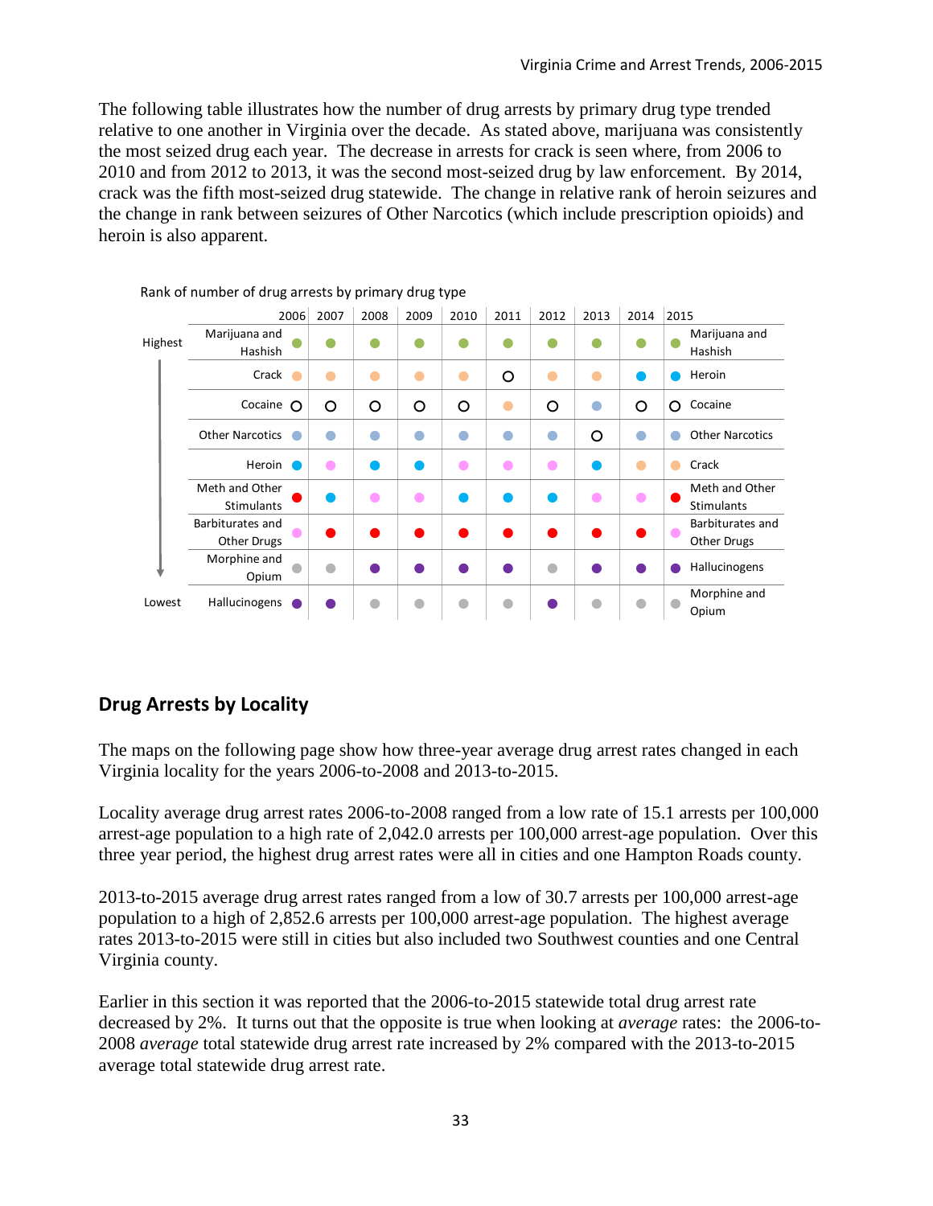The following table illustrates how the number of drug arrests by primary drug type trended relative to one another in Virginia over the decade. As stated above, marijuana was consistently the most seized drug each year. The decrease in arrests for crack is seen where, from 2006 to 2010 and from 2012 to 2013, it was the second most-seized drug by law enforcement. By 2014, crack was the fifth most-seized drug statewide. The change in relative rank of heroin seizures and the change in rank between seizures of Other Narcotics (which include prescription opioids) and heroin is also apparent.

Rank of number of drug arrests by primary drug type

| Rank | 2006 | 2007 | 2008 | 2009 | 2010 | 2011 | 2012 | 2013 | 2014 | 2015 |
|---|---|---|---|---|---|---|---|---|---|---|
| Highest | Marijuana and Hashish | Marijuana and Hashish | Marijuana and Hashish | Marijuana and Hashish | Marijuana and Hashish | Marijuana and Hashish | Marijuana and Hashish | Marijuana and Hashish | Marijuana and Hashish | Marijuana and Hashish |
| | Crack | Crack | Crack | Crack | Crack | Cocaine | Crack | Crack | Heroin | Heroin |
| | Cocaine | Cocaine | Cocaine | Cocaine | Cocaine | Crack | Cocaine | Other Narcotics | Cocaine | Cocaine |
| | Other Narcotics | Other Narcotics | Other Narcotics | Other Narcotics | Other Narcotics | Other Narcotics | Other Narcotics | Cocaine | Other Narcotics | Other Narcotics |
| | Heroin | Barbiturates and Other Drugs | Heroin | Heroin | Barbiturates and Other Drugs | Barbiturates and Other Drugs | Barbiturates and Other Drugs | Heroin | Crack | Crack |
| | Meth and Other Stimulants | Heroin | Barbiturates and Other Drugs | Barbiturates and Other Drugs | Heroin | Heroin | Heroin | Barbiturates and Other Drugs | Barbiturates and Other Drugs | Meth and Other Stimulants |
| | Barbiturates and Other Drugs | Meth and Other Stimulants | Meth and Other Stimulants | Meth and Other Stimulants | Meth and Other Stimulants | Meth and Other Stimulants | Meth and Other Stimulants | Meth and Other Stimulants | Meth and Other Stimulants | Barbiturates and Other Drugs |
| | Morphine and Opium | Morphine and Opium | Hallucinogens | Hallucinogens | Hallucinogens | Hallucinogens | Morphine and Opium | Hallucinogens | Hallucinogens | Hallucinogens |
| Lowest | Hallucinogens | Hallucinogens | Morphine and Opium | Morphine and Opium | Morphine and Opium | Morphine and Opium | Hallucinogens | Morphine and Opium | Morphine and Opium | Morphine and Opium |

## Drug Arrests by Locality

The maps on the following page show how three-year average drug arrest rates changed in each Virginia locality for the years 2006-to-2008 and 2013-to-2015.

Locality average drug arrest rates 2006-to-2008 ranged from a low rate of 15.1 arrests per 100,000 arrest-age population to a high rate of 2,042.0 arrests per 100,000 arrest-age population. Over this three year period, the highest drug arrest rates were all in cities and one Hampton Roads county.

2013-to-2015 average drug arrest rates ranged from a low of 30.7 arrests per 100,000 arrest-age population to a high of 2,852.6 arrests per 100,000 arrest-age population. The highest average rates 2013-to-2015 were still in cities but also included two Southwest counties and one Central Virginia county.

Earlier in this section it was reported that the 2006-to-2015 statewide total drug arrest rate decreased by 2%. It turns out that the opposite is true when looking at *average* rates: the 2006-to-2008 *average* total statewide drug arrest rate increased by 2% compared with the 2013-to-2015 average total statewide drug arrest rate.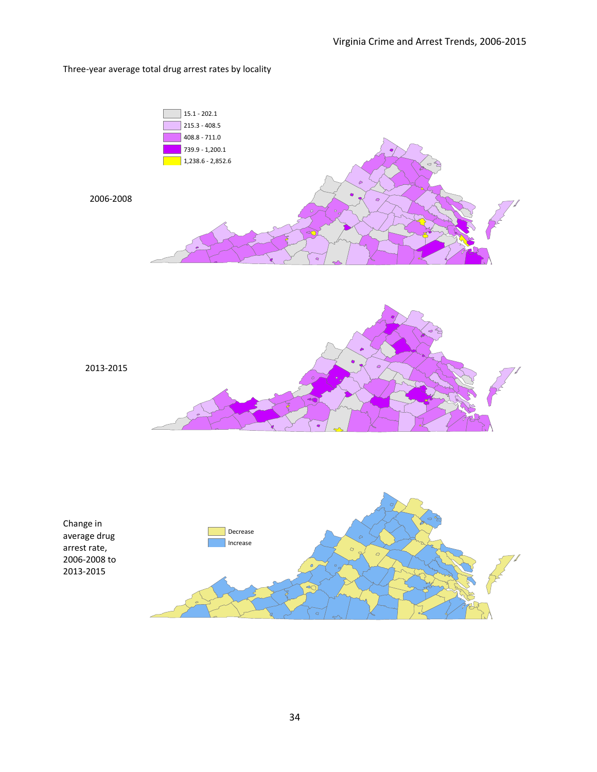Three-year average total drug arrest rates by locality

15.1 - 202.1
215.3 - 408.5
408.8 - 711.0
739.9 - 1,200.1
1,238.6 - 2,852.6

2006-2008

2013-2015

Change in average drug arrest rate, 2006-2008 to 2013-2015

Decrease
Increase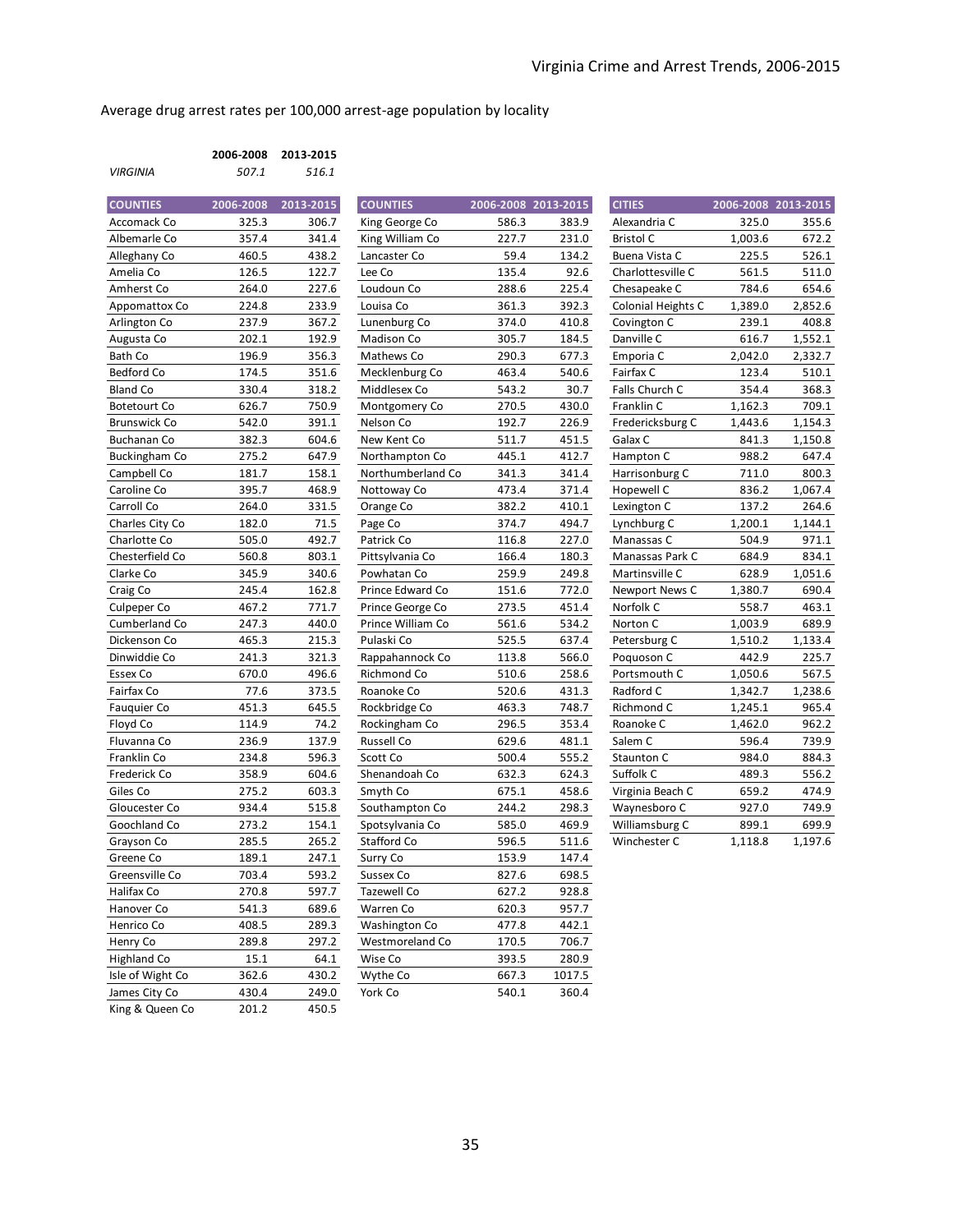Average drug arrest rates per 100,000 arrest-age population by locality

| | 2006-2008 | 2013-2015 |
|---|---|---|
| *VIRGINIA* | *507.1* | *516.1* |

| COUNTIES | 2006-2008 | 2013-2015 |
|---|---|---|
| Accomack Co | 325.3 | 306.7 |
| Albemarle Co | 357.4 | 341.4 |
| Alleghany Co | 460.5 | 438.2 |
| Amelia Co | 126.5 | 122.7 |
| Amherst Co | 264.0 | 227.6 |
| Appomattox Co | 224.8 | 233.9 |
| Arlington Co | 237.9 | 367.2 |
| Augusta Co | 202.1 | 192.9 |
| Bath Co | 196.9 | 356.3 |
| Bedford Co | 174.5 | 351.6 |
| Bland Co | 330.4 | 318.2 |
| Botetourt Co | 626.7 | 750.9 |
| Brunswick Co | 542.0 | 391.1 |
| Buchanan Co | 382.3 | 604.6 |
| Buckingham Co | 275.2 | 647.9 |
| Campbell Co | 181.7 | 158.1 |
| Caroline Co | 395.7 | 468.9 |
| Carroll Co | 264.0 | 331.5 |
| Charles City Co | 182.0 | 71.5 |
| Charlotte Co | 505.0 | 492.7 |
| Chesterfield Co | 560.8 | 803.1 |
| Clarke Co | 345.9 | 340.6 |
| Craig Co | 245.4 | 162.8 |
| Culpeper Co | 467.2 | 771.7 |
| Cumberland Co | 247.3 | 440.0 |
| Dickenson Co | 465.3 | 215.3 |
| Dinwiddie Co | 241.3 | 321.3 |
| Essex Co | 670.0 | 496.6 |
| Fairfax Co | 77.6 | 373.5 |
| Fauquier Co | 451.3 | 645.5 |
| Floyd Co | 114.9 | 74.2 |
| Fluvanna Co | 236.9 | 137.9 |
| Franklin Co | 234.8 | 596.3 |
| Frederick Co | 358.9 | 604.6 |
| Giles Co | 275.2 | 603.3 |
| Gloucester Co | 934.4 | 515.8 |
| Goochland Co | 273.2 | 154.1 |
| Grayson Co | 285.5 | 265.2 |
| Greene Co | 189.1 | 247.1 |
| Greensville Co | 703.4 | 593.2 |
| Halifax Co | 270.8 | 597.7 |
| Hanover Co | 541.3 | 689.6 |
| Henrico Co | 408.5 | 289.3 |
| Henry Co | 289.8 | 297.2 |
| Highland Co | 15.1 | 64.1 |
| Isle of Wight Co | 362.6 | 430.2 |
| James City Co | 430.4 | 249.0 |
| King & Queen Co | 201.2 | 450.5 |

| COUNTIES | 2006-2008 | 2013-2015 |
|---|---|---|
| King George Co | 586.3 | 383.9 |
| King William Co | 227.7 | 231.0 |
| Lancaster Co | 59.4 | 134.2 |
| Lee Co | 135.4 | 92.6 |
| Loudoun Co | 288.6 | 225.4 |
| Louisa Co | 361.3 | 392.3 |
| Lunenburg Co | 374.0 | 410.8 |
| Madison Co | 305.7 | 184.5 |
| Mathews Co | 290.3 | 677.3 |
| Mecklenburg Co | 463.4 | 540.6 |
| Middlesex Co | 543.2 | 30.7 |
| Montgomery Co | 270.5 | 430.0 |
| Nelson Co | 192.7 | 226.9 |
| New Kent Co | 511.7 | 451.5 |
| Northampton Co | 445.1 | 412.7 |
| Northumberland Co | 341.3 | 341.4 |
| Nottoway Co | 473.4 | 371.4 |
| Orange Co | 382.2 | 410.1 |
| Page Co | 374.7 | 494.7 |
| Patrick Co | 116.8 | 227.0 |
| Pittsylvania Co | 166.4 | 180.3 |
| Powhatan Co | 259.9 | 249.8 |
| Prince Edward Co | 151.6 | 772.0 |
| Prince George Co | 273.5 | 451.4 |
| Prince William Co | 561.6 | 534.2 |
| Pulaski Co | 525.5 | 637.4 |
| Rappahannock Co | 113.8 | 566.0 |
| Richmond Co | 510.6 | 258.6 |
| Roanoke Co | 520.6 | 431.3 |
| Rockbridge Co | 463.3 | 748.7 |
| Rockingham Co | 296.5 | 353.4 |
| Russell Co | 629.6 | 481.1 |
| Scott Co | 500.4 | 555.2 |
| Shenandoah Co | 632.3 | 624.3 |
| Smyth Co | 675.1 | 458.6 |
| Southampton Co | 244.2 | 298.3 |
| Spotsylvania Co | 585.0 | 469.9 |
| Stafford Co | 596.5 | 511.6 |
| Surry Co | 153.9 | 147.4 |
| Sussex Co | 827.6 | 698.5 |
| Tazewell Co | 627.2 | 928.8 |
| Warren Co | 620.3 | 957.7 |
| Washington Co | 477.8 | 442.1 |
| Westmoreland Co | 170.5 | 706.7 |
| Wise Co | 393.5 | 280.9 |
| Wythe Co | 667.3 | 1017.5 |
| York Co | 540.1 | 360.4 |

| CITIES | 2006-2008 | 2013-2015 |
|---|---|---|
| Alexandria C | 325.0 | 355.6 |
| Bristol C | 1,003.6 | 672.2 |
| Buena Vista C | 225.5 | 526.1 |
| Charlottesville C | 561.5 | 511.0 |
| Chesapeake C | 784.6 | 654.6 |
| Colonial Heights C | 1,389.0 | 2,852.6 |
| Covington C | 239.1 | 408.8 |
| Danville C | 616.7 | 1,552.1 |
| Emporia C | 2,042.0 | 2,332.7 |
| Fairfax C | 123.4 | 510.1 |
| Falls Church C | 354.4 | 368.3 |
| Franklin C | 1,162.3 | 709.1 |
| Fredericksburg C | 1,443.6 | 1,154.3 |
| Galax C | 841.3 | 1,150.8 |
| Hampton C | 988.2 | 647.4 |
| Harrisonburg C | 711.0 | 800.3 |
| Hopewell C | 836.2 | 1,067.4 |
| Lexington C | 137.2 | 264.6 |
| Lynchburg C | 1,200.1 | 1,144.1 |
| Manassas C | 504.9 | 971.1 |
| Manassas Park C | 684.9 | 834.1 |
| Martinsville C | 628.9 | 1,051.6 |
| Newport News C | 1,380.7 | 690.4 |
| Norfolk C | 558.7 | 463.1 |
| Norton C | 1,003.9 | 689.9 |
| Petersburg C | 1,510.2 | 1,133.4 |
| Poquoson C | 442.9 | 225.7 |
| Portsmouth C | 1,050.6 | 567.5 |
| Radford C | 1,342.7 | 1,238.6 |
| Richmond C | 1,245.1 | 965.4 |
| Roanoke C | 1,462.0 | 962.2 |
| Salem C | 596.4 | 739.9 |
| Staunton C | 984.0 | 884.3 |
| Suffolk C | 489.3 | 556.2 |
| Virginia Beach C | 659.2 | 474.9 |
| Waynesboro C | 927.0 | 749.9 |
| Williamsburg C | 899.1 | 699.9 |
| Winchester C | 1,118.8 | 1,197.6 |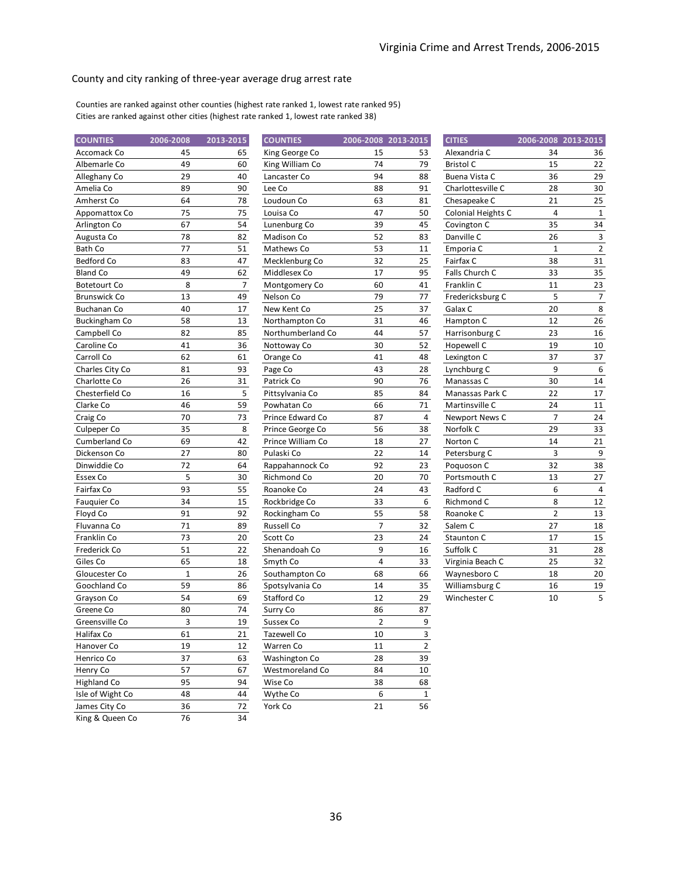## County and city ranking of three-year average drug arrest rate

Counties are ranked against other counties (highest rate ranked 1, lowest rate ranked 95)
Cities are ranked against other cities (highest rate ranked 1, lowest rate ranked 38)

| COUNTIES | 2006-2008 | 2013-2015 |
|---|---|---|
| Accomack Co | 45 | 65 |
| Albemarle Co | 49 | 60 |
| Alleghany Co | 29 | 40 |
| Amelia Co | 89 | 90 |
| Amherst Co | 64 | 78 |
| Appomattox Co | 75 | 75 |
| Arlington Co | 67 | 54 |
| Augusta Co | 78 | 82 |
| Bath Co | 77 | 51 |
| Bedford Co | 83 | 47 |
| Bland Co | 49 | 62 |
| Botetourt Co | 8 | 7 |
| Brunswick Co | 13 | 49 |
| Buchanan Co | 40 | 17 |
| Buckingham Co | 58 | 13 |
| Campbell Co | 82 | 85 |
| Caroline Co | 41 | 36 |
| Carroll Co | 62 | 61 |
| Charles City Co | 81 | 93 |
| Charlotte Co | 26 | 31 |
| Chesterfield Co | 16 | 5 |
| Clarke Co | 46 | 59 |
| Craig Co | 70 | 73 |
| Culpeper Co | 35 | 8 |
| Cumberland Co | 69 | 42 |
| Dickenson Co | 27 | 80 |
| Dinwiddie Co | 72 | 64 |
| Essex Co | 5 | 30 |
| Fairfax Co | 93 | 55 |
| Fauquier Co | 34 | 15 |
| Floyd Co | 91 | 92 |
| Fluvanna Co | 71 | 89 |
| Franklin Co | 73 | 20 |
| Frederick Co | 51 | 22 |
| Giles Co | 65 | 18 |
| Gloucester Co | 1 | 26 |
| Goochland Co | 59 | 86 |
| Grayson Co | 54 | 69 |
| Greene Co | 80 | 74 |
| Greensville Co | 3 | 19 |
| Halifax Co | 61 | 21 |
| Hanover Co | 19 | 12 |
| Henrico Co | 37 | 63 |
| Henry Co | 57 | 67 |
| Highland Co | 95 | 94 |
| Isle of Wight Co | 48 | 44 |
| James City Co | 36 | 72 |
| King & Queen Co | 76 | 34 |
| King George Co | 15 | 53 |
| King William Co | 74 | 79 |
| Lancaster Co | 94 | 88 |
| Lee Co | 88 | 91 |
| Loudoun Co | 63 | 81 |
| Louisa Co | 47 | 50 |
| Lunenburg Co | 39 | 45 |
| Madison Co | 52 | 83 |
| Mathews Co | 53 | 11 |
| Mecklenburg Co | 32 | 25 |
| Middlesex Co | 17 | 95 |
| Montgomery Co | 60 | 41 |
| Nelson Co | 79 | 77 |
| New Kent Co | 25 | 37 |
| Northampton Co | 31 | 46 |
| Northumberland Co | 44 | 57 |
| Nottoway Co | 30 | 52 |
| Orange Co | 41 | 48 |
| Page Co | 43 | 28 |
| Patrick Co | 90 | 76 |
| Pittsylvania Co | 85 | 84 |
| Powhatan Co | 66 | 71 |
| Prince Edward Co | 87 | 4 |
| Prince George Co | 56 | 38 |
| Prince William Co | 18 | 27 |
| Pulaski Co | 22 | 14 |
| Rappahannock Co | 92 | 23 |
| Richmond Co | 20 | 70 |
| Roanoke Co | 24 | 43 |
| Rockbridge Co | 33 | 6 |
| Rockingham Co | 55 | 58 |
| Russell Co | 7 | 32 |
| Scott Co | 23 | 24 |
| Shenandoah Co | 9 | 16 |
| Smyth Co | 4 | 33 |
| Southampton Co | 68 | 66 |
| Spotsylvania Co | 14 | 35 |
| Stafford Co | 12 | 29 |
| Surry Co | 86 | 87 |
| Sussex Co | 2 | 9 |
| Tazewell Co | 10 | 3 |
| Warren Co | 11 | 2 |
| Washington Co | 28 | 39 |
| Westmoreland Co | 84 | 10 |
| Wise Co | 38 | 68 |
| Wythe Co | 6 | 1 |
| York Co | 21 | 56 |

| CITIES | 2006-2008 | 2013-2015 |
|---|---|---|
| Alexandria C | 34 | 36 |
| Bristol C | 15 | 22 |
| Buena Vista C | 36 | 29 |
| Charlottesville C | 28 | 30 |
| Chesapeake C | 21 | 25 |
| Colonial Heights C | 4 | 1 |
| Covington C | 35 | 34 |
| Danville C | 26 | 3 |
| Emporia C | 1 | 2 |
| Fairfax C | 38 | 31 |
| Falls Church C | 33 | 35 |
| Franklin C | 11 | 23 |
| Fredericksburg C | 5 | 7 |
| Galax C | 20 | 8 |
| Hampton C | 12 | 26 |
| Harrisonburg C | 23 | 16 |
| Hopewell C | 19 | 10 |
| Lexington C | 37 | 37 |
| Lynchburg C | 9 | 6 |
| Manassas C | 30 | 14 |
| Manassas Park C | 22 | 17 |
| Martinsville C | 24 | 11 |
| Newport News C | 7 | 24 |
| Norfolk C | 29 | 33 |
| Norton C | 14 | 21 |
| Petersburg C | 3 | 9 |
| Poquoson C | 32 | 38 |
| Portsmouth C | 13 | 27 |
| Radford C | 6 | 4 |
| Richmond C | 8 | 12 |
| Roanoke C | 2 | 13 |
| Salem C | 27 | 18 |
| Staunton C | 17 | 15 |
| Suffolk C | 31 | 28 |
| Virginia Beach C | 25 | 32 |
| Waynesboro C | 18 | 20 |
| Williamsburg C | 16 | 19 |
| Winchester C | 10 | 5 |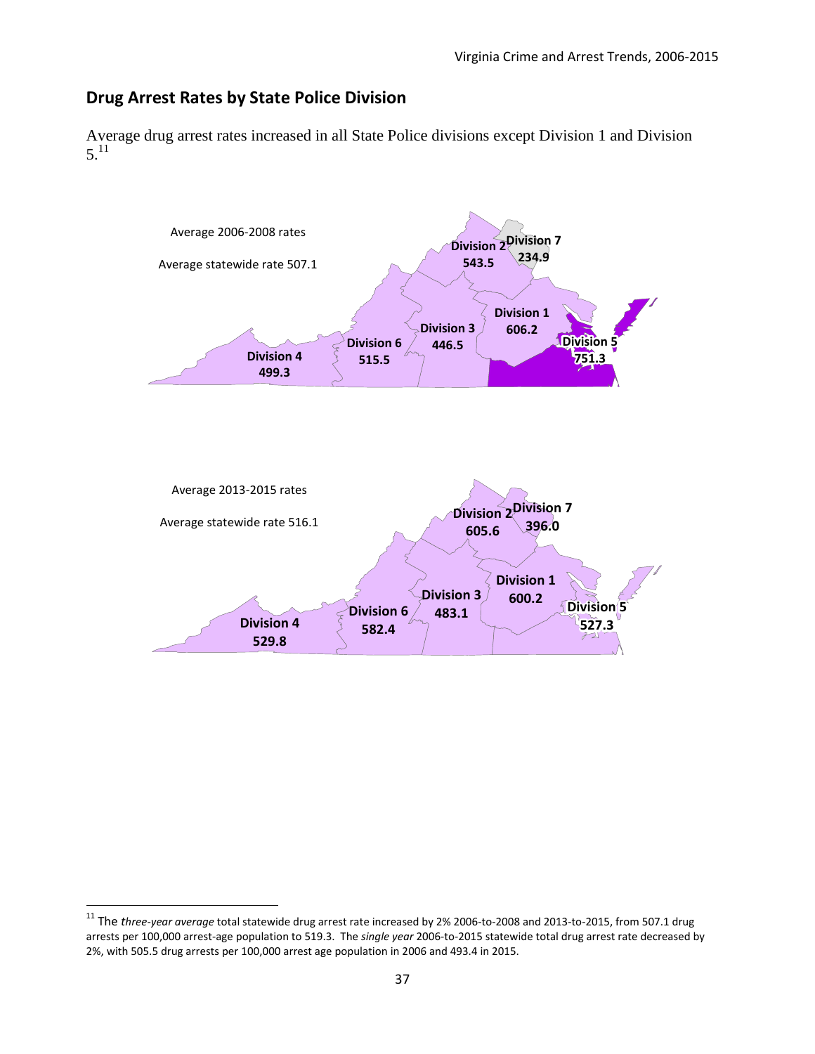## Drug Arrest Rates by State Police Division

Average drug arrest rates increased in all State Police divisions except Division 1 and Division 5.[11]

Average 2006-2008 rates

Average statewide rate 507.1

Division 1 606.2

Division 2 543.5

Division 3 446.5

Division 4 499.3

Division 5 751.3

Division 6 515.5

Division 7 234.9

Average 2013-2015 rates

Average statewide rate 516.1

Division 1 600.2

Division 2 605.6

Division 3 483.1

Division 4 529.8

Division 5 527.3

Division 6 582.4

Division 7 396.0

[11] The *three-year average* total statewide drug arrest rate increased by 2% 2006-to-2008 and 2013-to-2015, from 507.1 drug arrests per 100,000 arrest-age population to 519.3. The *single year* 2006-to-2015 statewide total drug arrest rate decreased by 2%, with 505.5 drug arrests per 100,000 arrest age population in 2006 and 493.4 in 2015.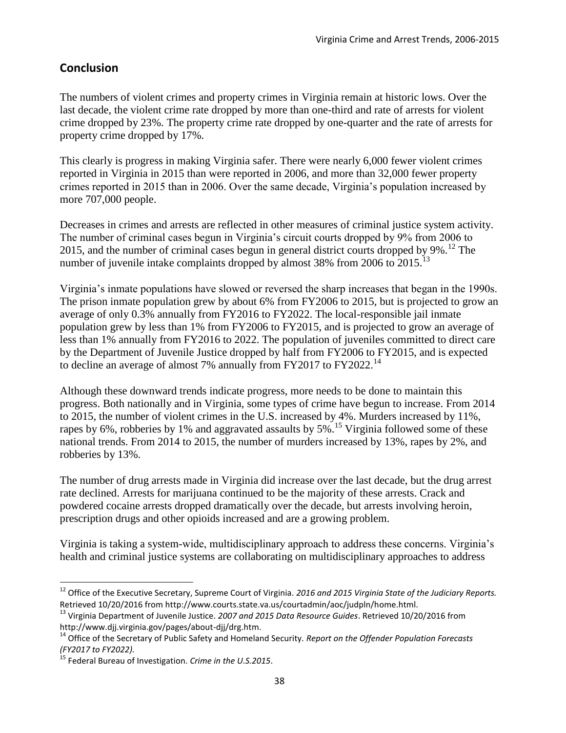## Conclusion

The numbers of violent crimes and property crimes in Virginia remain at historic lows. Over the last decade, the violent crime rate dropped by more than one-third and rate of arrests for violent crime dropped by 23%. The property crime rate dropped by one-quarter and the rate of arrests for property crime dropped by 17%.

This clearly is progress in making Virginia safer. There were nearly 6,000 fewer violent crimes reported in Virginia in 2015 than were reported in 2006, and more than 32,000 fewer property crimes reported in 2015 than in 2006. Over the same decade, Virginia's population increased by more 707,000 people.

Decreases in crimes and arrests are reflected in other measures of criminal justice system activity. The number of criminal cases begun in Virginia's circuit courts dropped by 9% from 2006 to 2015, and the number of criminal cases begun in general district courts dropped by 9%.[12] The number of juvenile intake complaints dropped by almost 38% from 2006 to 2015.[13]

Virginia's inmate populations have slowed or reversed the sharp increases that began in the 1990s. The prison inmate population grew by about 6% from FY2006 to 2015, but is projected to grow an average of only 0.3% annually from FY2016 to FY2022. The local-responsible jail inmate population grew by less than 1% from FY2006 to FY2015, and is projected to grow an average of less than 1% annually from FY2016 to 2022. The population of juveniles committed to direct care by the Department of Juvenile Justice dropped by half from FY2006 to FY2015, and is expected to decline an average of almost 7% annually from FY2017 to FY2022.[14]

Although these downward trends indicate progress, more needs to be done to maintain this progress. Both nationally and in Virginia, some types of crime have begun to increase. From 2014 to 2015, the number of violent crimes in the U.S. increased by 4%. Murders increased by 11%, rapes by 6%, robberies by 1% and aggravated assaults by 5%.[15] Virginia followed some of these national trends. From 2014 to 2015, the number of murders increased by 13%, rapes by 2%, and robberies by 13%.

The number of drug arrests made in Virginia did increase over the last decade, but the drug arrest rate declined. Arrests for marijuana continued to be the majority of these arrests. Crack and powdered cocaine arrests dropped dramatically over the decade, but arrests involving heroin, prescription drugs and other opioids increased and are a growing problem.

Virginia is taking a system-wide, multidisciplinary approach to address these concerns. Virginia's health and criminal justice systems are collaborating on multidisciplinary approaches to address

---

[12] Office of the Executive Secretary, Supreme Court of Virginia. *2016 and 2015 Virginia State of the Judiciary Reports.* Retrieved 10/20/2016 from http://www.courts.state.va.us/courtadmin/aoc/judpln/home.html.

[13] Virginia Department of Juvenile Justice. *2007 and 2015 Data Resource Guides*. Retrieved 10/20/2016 from http://www.djj.virginia.gov/pages/about-djj/drg.htm.

[14] Office of the Secretary of Public Safety and Homeland Security. *Report on the Offender Population Forecasts (FY2017 to FY2022).*

[15] Federal Bureau of Investigation. *Crime in the U.S.2015*.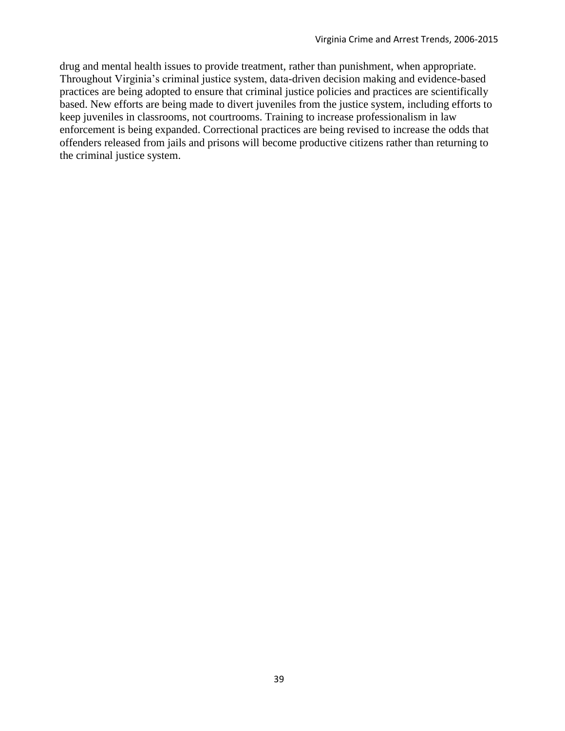drug and mental health issues to provide treatment, rather than punishment, when appropriate. Throughout Virginia's criminal justice system, data-driven decision making and evidence-based practices are being adopted to ensure that criminal justice policies and practices are scientifically based. New efforts are being made to divert juveniles from the justice system, including efforts to keep juveniles in classrooms, not courtrooms. Training to increase professionalism in law enforcement is being expanded. Correctional practices are being revised to increase the odds that offenders released from jails and prisons will become productive citizens rather than returning to the criminal justice system.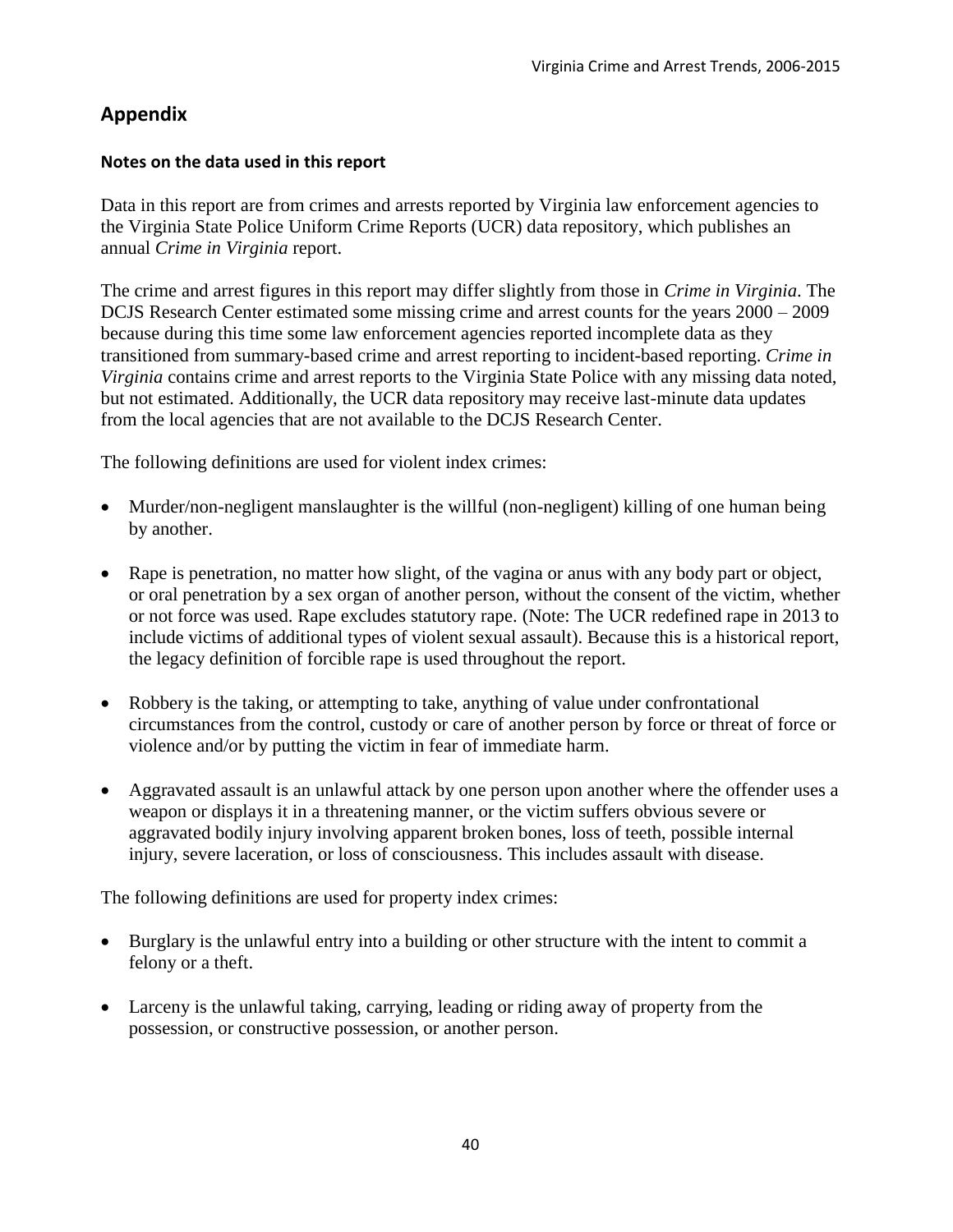## Appendix

### Notes on the data used in this report

Data in this report are from crimes and arrests reported by Virginia law enforcement agencies to the Virginia State Police Uniform Crime Reports (UCR) data repository, which publishes an annual *Crime in Virginia* report.

The crime and arrest figures in this report may differ slightly from those in *Crime in Virginia*. The DCJS Research Center estimated some missing crime and arrest counts for the years 2000 – 2009 because during this time some law enforcement agencies reported incomplete data as they transitioned from summary-based crime and arrest reporting to incident-based reporting. *Crime in Virginia* contains crime and arrest reports to the Virginia State Police with any missing data noted, but not estimated. Additionally, the UCR data repository may receive last-minute data updates from the local agencies that are not available to the DCJS Research Center.

The following definitions are used for violent index crimes:

- Murder/non-negligent manslaughter is the willful (non-negligent) killing of one human being by another.
- Rape is penetration, no matter how slight, of the vagina or anus with any body part or object, or oral penetration by a sex organ of another person, without the consent of the victim, whether or not force was used. Rape excludes statutory rape. (Note: The UCR redefined rape in 2013 to include victims of additional types of violent sexual assault). Because this is a historical report, the legacy definition of forcible rape is used throughout the report.
- Robbery is the taking, or attempting to take, anything of value under confrontational circumstances from the control, custody or care of another person by force or threat of force or violence and/or by putting the victim in fear of immediate harm.
- Aggravated assault is an unlawful attack by one person upon another where the offender uses a weapon or displays it in a threatening manner, or the victim suffers obvious severe or aggravated bodily injury involving apparent broken bones, loss of teeth, possible internal injury, severe laceration, or loss of consciousness. This includes assault with disease.

The following definitions are used for property index crimes:

- Burglary is the unlawful entry into a building or other structure with the intent to commit a felony or a theft.
- Larceny is the unlawful taking, carrying, leading or riding away of property from the possession, or constructive possession, or another person.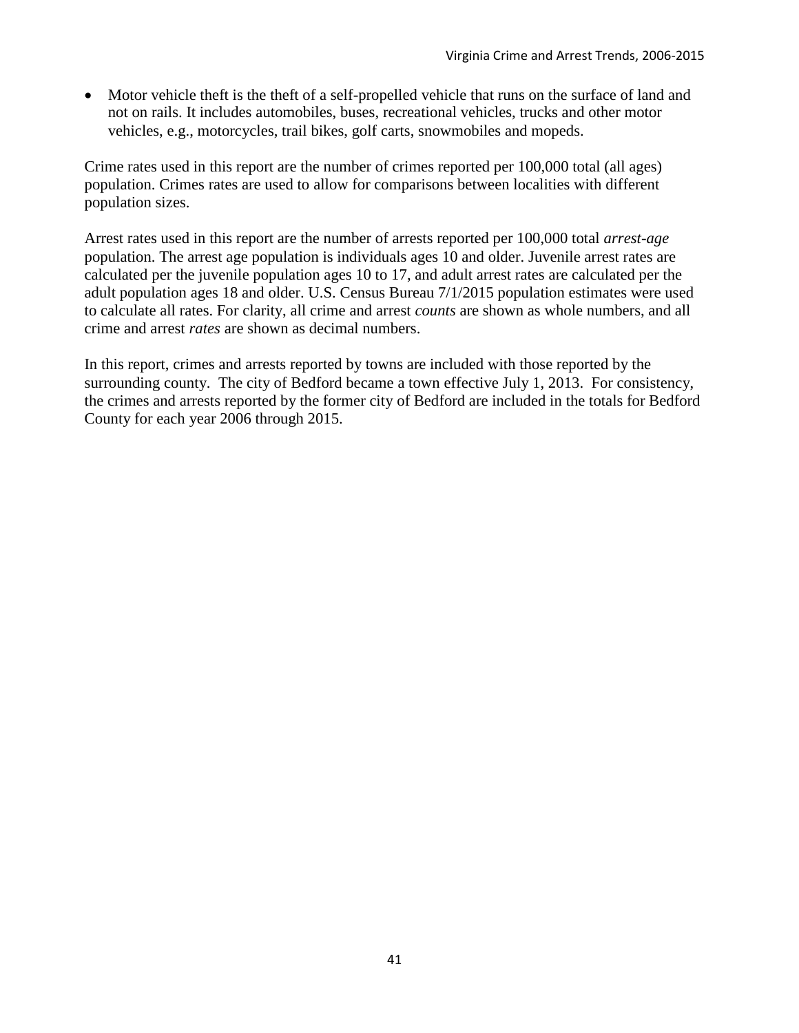- Motor vehicle theft is the theft of a self-propelled vehicle that runs on the surface of land and not on rails. It includes automobiles, buses, recreational vehicles, trucks and other motor vehicles, e.g., motorcycles, trail bikes, golf carts, snowmobiles and mopeds.

Crime rates used in this report are the number of crimes reported per 100,000 total (all ages) population. Crimes rates are used to allow for comparisons between localities with different population sizes.

Arrest rates used in this report are the number of arrests reported per 100,000 total *arrest-age* population. The arrest age population is individuals ages 10 and older. Juvenile arrest rates are calculated per the juvenile population ages 10 to 17, and adult arrest rates are calculated per the adult population ages 18 and older. U.S. Census Bureau 7/1/2015 population estimates were used to calculate all rates. For clarity, all crime and arrest *counts* are shown as whole numbers, and all crime and arrest *rates* are shown as decimal numbers.

In this report, crimes and arrests reported by towns are included with those reported by the surrounding county. The city of Bedford became a town effective July 1, 2013. For consistency, the crimes and arrests reported by the former city of Bedford are included in the totals for Bedford County for each year 2006 through 2015.